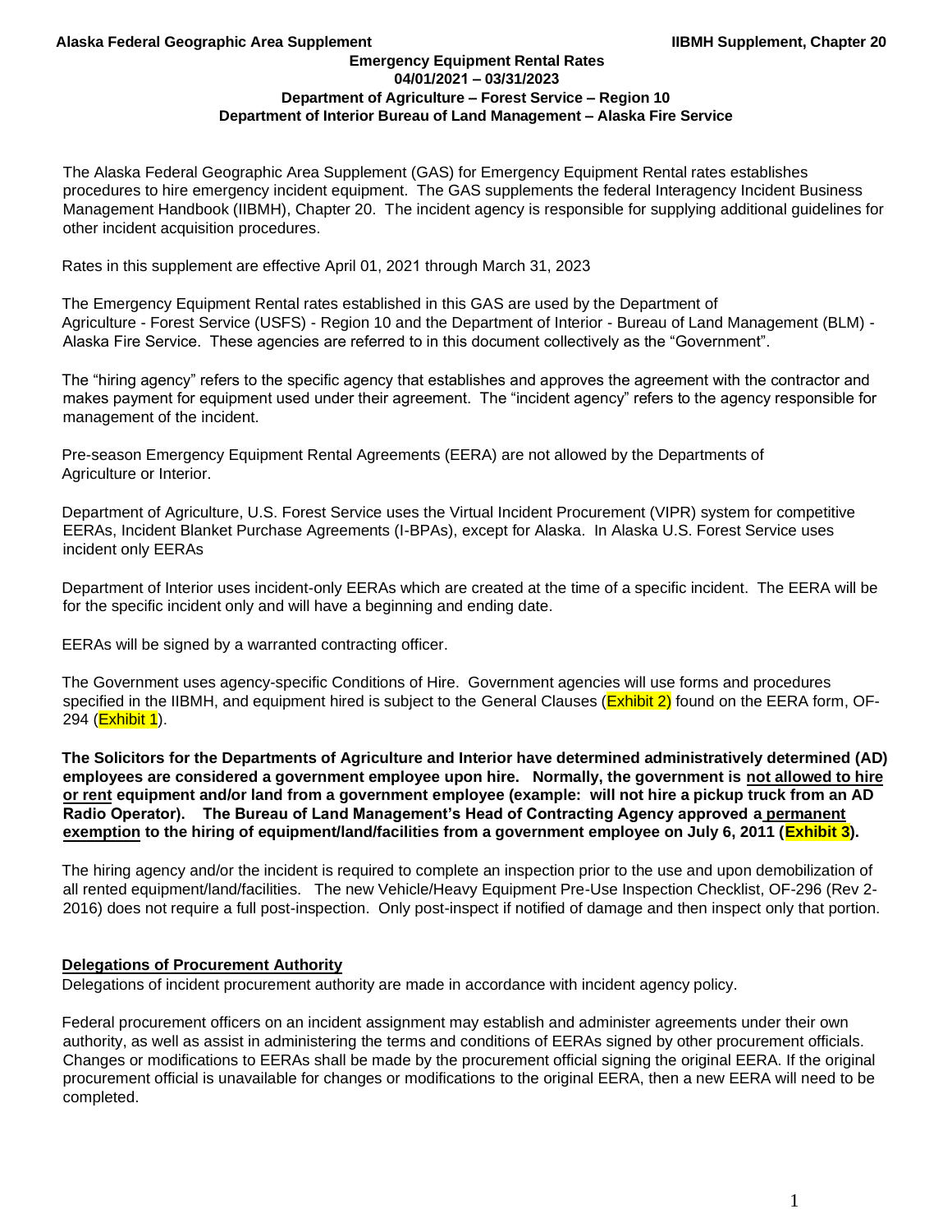# Emergency Equipment Rental Rates
## 04/01/2021 – 03/31/2023
## Department of Agriculture – Forest Service – Region 10
## Department of Interior Bureau of Land Management – Alaska Fire Service

The Alaska Federal Geographic Area Supplement (GAS) for Emergency Equipment Rental rates establishes procedures to hire emergency incident equipment. The GAS supplements the federal Interagency Incident Business Management Handbook (IIBMH), Chapter 20. The incident agency is responsible for supplying additional guidelines for other incident acquisition procedures.

Rates in this supplement are effective April 01, 2021 through March 31, 2023

The Emergency Equipment Rental rates established in this GAS are used by the Department of Agriculture - Forest Service (USFS) - Region 10 and the Department of Interior - Bureau of Land Management (BLM) - Alaska Fire Service. These agencies are referred to in this document collectively as the "Government".

The "hiring agency" refers to the specific agency that establishes and approves the agreement with the contractor and makes payment for equipment used under their agreement. The "incident agency" refers to the agency responsible for management of the incident.

Pre-season Emergency Equipment Rental Agreements (EERA) are not allowed by the Departments of Agriculture or Interior.

Department of Agriculture, U.S. Forest Service uses the Virtual Incident Procurement (VIPR) system for competitive EERAs, Incident Blanket Purchase Agreements (I-BPAs), except for Alaska. In Alaska U.S. Forest Service uses incident only EERAs

Department of Interior uses incident-only EERAs which are created at the time of a specific incident. The EERA will be for the specific incident only and will have a beginning and ending date.

EERAs will be signed by a warranted contracting officer.

The Government uses agency-specific Conditions of Hire. Government agencies will use forms and procedures specified in the IIBMH, and equipment hired is subject to the General Clauses (Exhibit 2) found on the EERA form, OF-294 (Exhibit 1).

**The Solicitors for the Departments of Agriculture and Interior have determined administratively determined (AD) employees are considered a government employee upon hire. Normally, the government is not allowed to hire or rent equipment and/or land from a government employee (example: will not hire a pickup truck from an AD Radio Operator). The Bureau of Land Management's Head of Contracting Agency approved a permanent exemption to the hiring of equipment/land/facilities from a government employee on July 6, 2011 (Exhibit 3).**

The hiring agency and/or the incident is required to complete an inspection prior to the use and upon demobilization of all rented equipment/land/facilities. The new Vehicle/Heavy Equipment Pre-Use Inspection Checklist, OF-296 (Rev 2-2016) does not require a full post-inspection. Only post-inspect if notified of damage and then inspect only that portion.

## Delegations of Procurement Authority

Delegations of incident procurement authority are made in accordance with incident agency policy.

Federal procurement officers on an incident assignment may establish and administer agreements under their own authority, as well as assist in administering the terms and conditions of EERAs signed by other procurement officials. Changes or modifications to EERAs shall be made by the procurement official signing the original EERA. If the original procurement official is unavailable for changes or modifications to the original EERA, then a new EERA will need to be completed.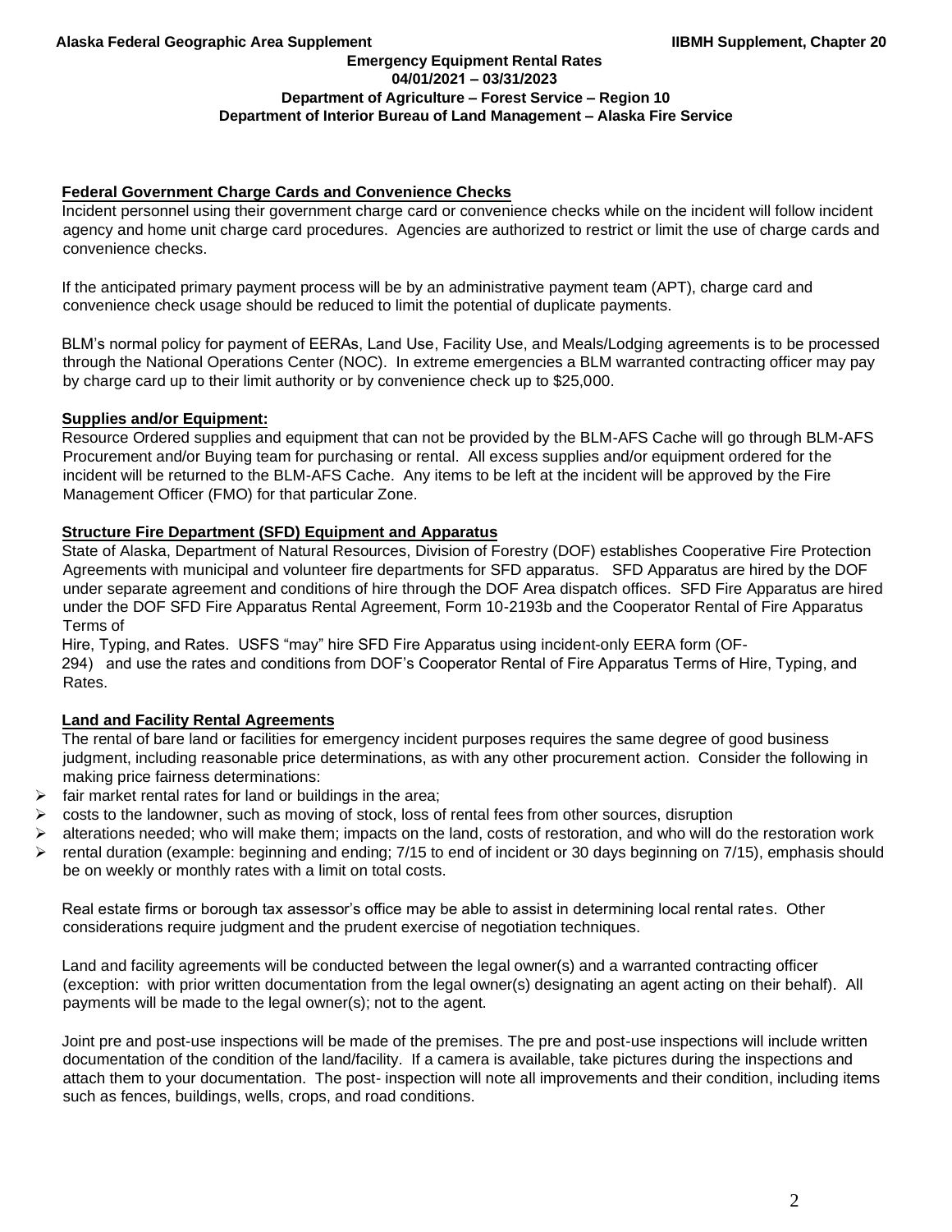### Federal Government Charge Cards and Convenience Checks

Incident personnel using their government charge card or convenience checks while on the incident will follow incident agency and home unit charge card procedures. Agencies are authorized to restrict or limit the use of charge cards and convenience checks.

If the anticipated primary payment process will be by an administrative payment team (APT), charge card and convenience check usage should be reduced to limit the potential of duplicate payments.

BLM's normal policy for payment of EERAs, Land Use, Facility Use, and Meals/Lodging agreements is to be processed through the National Operations Center (NOC). In extreme emergencies a BLM warranted contracting officer may pay by charge card up to their limit authority or by convenience check up to $25,000.

### Supplies and/or Equipment:

Resource Ordered supplies and equipment that can not be provided by the BLM-AFS Cache will go through BLM-AFS Procurement and/or Buying team for purchasing or rental. All excess supplies and/or equipment ordered for the incident will be returned to the BLM-AFS Cache. Any items to be left at the incident will be approved by the Fire Management Officer (FMO) for that particular Zone.

### Structure Fire Department (SFD) Equipment and Apparatus

State of Alaska, Department of Natural Resources, Division of Forestry (DOF) establishes Cooperative Fire Protection Agreements with municipal and volunteer fire departments for SFD apparatus. SFD Apparatus are hired by the DOF under separate agreement and conditions of hire through the DOF Area dispatch offices. SFD Fire Apparatus are hired under the DOF SFD Fire Apparatus Rental Agreement, Form 10-2193b and the Cooperator Rental of Fire Apparatus Terms of Hire, Typing, and Rates. USFS "may" hire SFD Fire Apparatus using incident-only EERA form (OF-294) and use the rates and conditions from DOF's Cooperator Rental of Fire Apparatus Terms of Hire, Typing, and Rates.

### Land and Facility Rental Agreements

The rental of bare land or facilities for emergency incident purposes requires the same degree of good business judgment, including reasonable price determinations, as with any other procurement action. Consider the following in making price fairness determinations:

- fair market rental rates for land or buildings in the area;
- costs to the landowner, such as moving of stock, loss of rental fees from other sources, disruption
- alterations needed; who will make them; impacts on the land, costs of restoration, and who will do the restoration work
- rental duration (example: beginning and ending; 7/15 to end of incident or 30 days beginning on 7/15), emphasis should be on weekly or monthly rates with a limit on total costs.

Real estate firms or borough tax assessor's office may be able to assist in determining local rental rates. Other considerations require judgment and the prudent exercise of negotiation techniques.

Land and facility agreements will be conducted between the legal owner(s) and a warranted contracting officer (exception: with prior written documentation from the legal owner(s) designating an agent acting on their behalf). All payments will be made to the legal owner(s); not to the agent.

Joint pre and post-use inspections will be made of the premises. The pre and post-use inspections will include written documentation of the condition of the land/facility. If a camera is available, take pictures during the inspections and attach them to your documentation. The post- inspection will note all improvements and their condition, including items such as fences, buildings, wells, crops, and road conditions.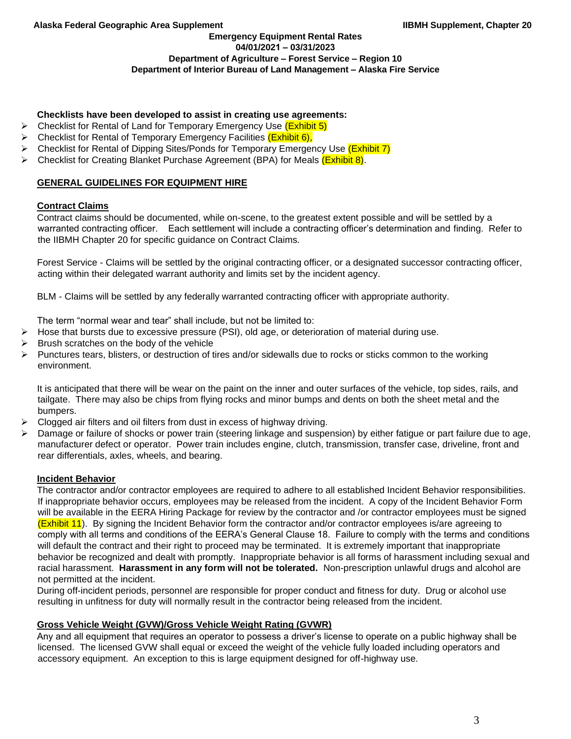**Checklists have been developed to assist in creating use agreements:**

- Checklist for Rental of Land for Temporary Emergency Use (Exhibit 5)
- Checklist for Rental of Temporary Emergency Facilities (Exhibit 6),
- Checklist for Rental of Dipping Sites/Ponds for Temporary Emergency Use (Exhibit 7)
- Checklist for Creating Blanket Purchase Agreement (BPA) for Meals (Exhibit 8).

## GENERAL GUIDELINES FOR EQUIPMENT HIRE

### Contract Claims

Contract claims should be documented, while on-scene, to the greatest extent possible and will be settled by a warranted contracting officer. Each settlement will include a contracting officer's determination and finding. Refer to the IIBMH Chapter 20 for specific guidance on Contract Claims.

Forest Service - Claims will be settled by the original contracting officer, or a designated successor contracting officer, acting within their delegated warrant authority and limits set by the incident agency.

BLM - Claims will be settled by any federally warranted contracting officer with appropriate authority.

The term "normal wear and tear" shall include, but not be limited to:

- Hose that bursts due to excessive pressure (PSI), old age, or deterioration of material during use.
- Brush scratches on the body of the vehicle
- Punctures tears, blisters, or destruction of tires and/or sidewalls due to rocks or sticks common to the working environment.

  It is anticipated that there will be wear on the paint on the inner and outer surfaces of the vehicle, top sides, rails, and tailgate. There may also be chips from flying rocks and minor bumps and dents on both the sheet metal and the bumpers.
- Clogged air filters and oil filters from dust in excess of highway driving.
- Damage or failure of shocks or power train (steering linkage and suspension) by either fatigue or part failure due to age, manufacturer defect or operator. Power train includes engine, clutch, transmission, transfer case, driveline, front and rear differentials, axles, wheels, and bearing.

### Incident Behavior

The contractor and/or contractor employees are required to adhere to all established Incident Behavior responsibilities. If inappropriate behavior occurs, employees may be released from the incident. A copy of the Incident Behavior Form will be available in the EERA Hiring Package for review by the contractor and /or contractor employees must be signed (Exhibit 11). By signing the Incident Behavior form the contractor and/or contractor employees is/are agreeing to comply with all terms and conditions of the EERA's General Clause 18. Failure to comply with the terms and conditions will default the contract and their right to proceed may be terminated. It is extremely important that inappropriate behavior be recognized and dealt with promptly. Inappropriate behavior is all forms of harassment including sexual and racial harassment. **Harassment in any form will not be tolerated.** Non-prescription unlawful drugs and alcohol are not permitted at the incident.

During off-incident periods, personnel are responsible for proper conduct and fitness for duty. Drug or alcohol use resulting in unfitness for duty will normally result in the contractor being released from the incident.

### Gross Vehicle Weight (GVW)/Gross Vehicle Weight Rating (GVWR)

Any and all equipment that requires an operator to possess a driver's license to operate on a public highway shall be licensed. The licensed GVW shall equal or exceed the weight of the vehicle fully loaded including operators and accessory equipment. An exception to this is large equipment designed for off-highway use.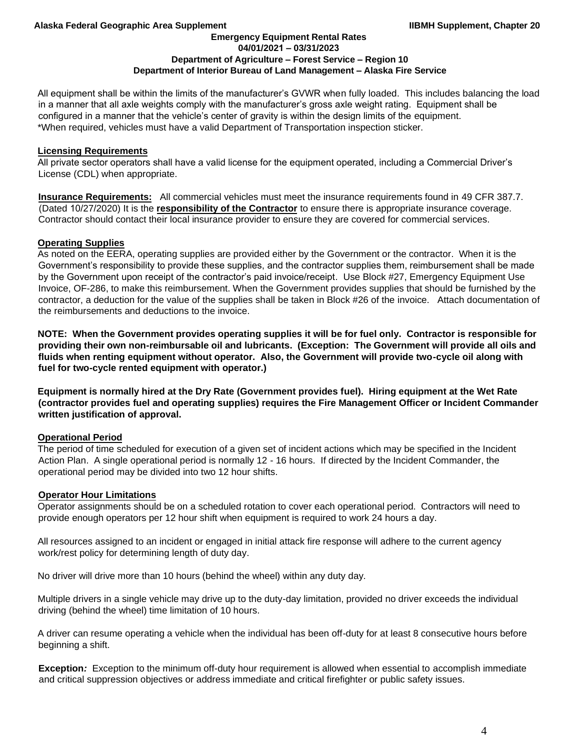All equipment shall be within the limits of the manufacturer's GVWR when fully loaded. This includes balancing the load in a manner that all axle weights comply with the manufacturer's gross axle weight rating. Equipment shall be configured in a manner that the vehicle's center of gravity is within the design limits of the equipment.
*When required, vehicles must have a valid Department of Transportation inspection sticker.

**Licensing Requirements**

All private sector operators shall have a valid license for the equipment operated, including a Commercial Driver's License (CDL) when appropriate.

**Insurance Requirements:** All commercial vehicles must meet the insurance requirements found in 49 CFR 387.7. (Dated 10/27/2020) It is the **responsibility of the Contractor** to ensure there is appropriate insurance coverage. Contractor should contact their local insurance provider to ensure they are covered for commercial services.

**Operating Supplies**

As noted on the EERA, operating supplies are provided either by the Government or the contractor. When it is the Government's responsibility to provide these supplies, and the contractor supplies them, reimbursement shall be made by the Government upon receipt of the contractor's paid invoice/receipt. Use Block #27, Emergency Equipment Use Invoice, OF-286, to make this reimbursement. When the Government provides supplies that should be furnished by the contractor, a deduction for the value of the supplies shall be taken in Block #26 of the invoice. Attach documentation of the reimbursements and deductions to the invoice.

**NOTE: When the Government provides operating supplies it will be for fuel only. Contractor is responsible for providing their own non-reimbursable oil and lubricants. (Exception: The Government will provide all oils and fluids when renting equipment without operator. Also, the Government will provide two-cycle oil along with fuel for two-cycle rented equipment with operator.)**

**Equipment is normally hired at the Dry Rate (Government provides fuel). Hiring equipment at the Wet Rate (contractor provides fuel and operating supplies) requires the Fire Management Officer or Incident Commander written justification of approval.**

**Operational Period**

The period of time scheduled for execution of a given set of incident actions which may be specified in the Incident Action Plan. A single operational period is normally 12 - 16 hours. If directed by the Incident Commander, the operational period may be divided into two 12 hour shifts.

**Operator Hour Limitations**

Operator assignments should be on a scheduled rotation to cover each operational period. Contractors will need to provide enough operators per 12 hour shift when equipment is required to work 24 hours a day.

All resources assigned to an incident or engaged in initial attack fire response will adhere to the current agency work/rest policy for determining length of duty day.

No driver will drive more than 10 hours (behind the wheel) within any duty day.

Multiple drivers in a single vehicle may drive up to the duty-day limitation, provided no driver exceeds the individual driving (behind the wheel) time limitation of 10 hours.

A driver can resume operating a vehicle when the individual has been off-duty for at least 8 consecutive hours before beginning a shift.

**Exception:** Exception to the minimum off-duty hour requirement is allowed when essential to accomplish immediate and critical suppression objectives or address immediate and critical firefighter or public safety issues.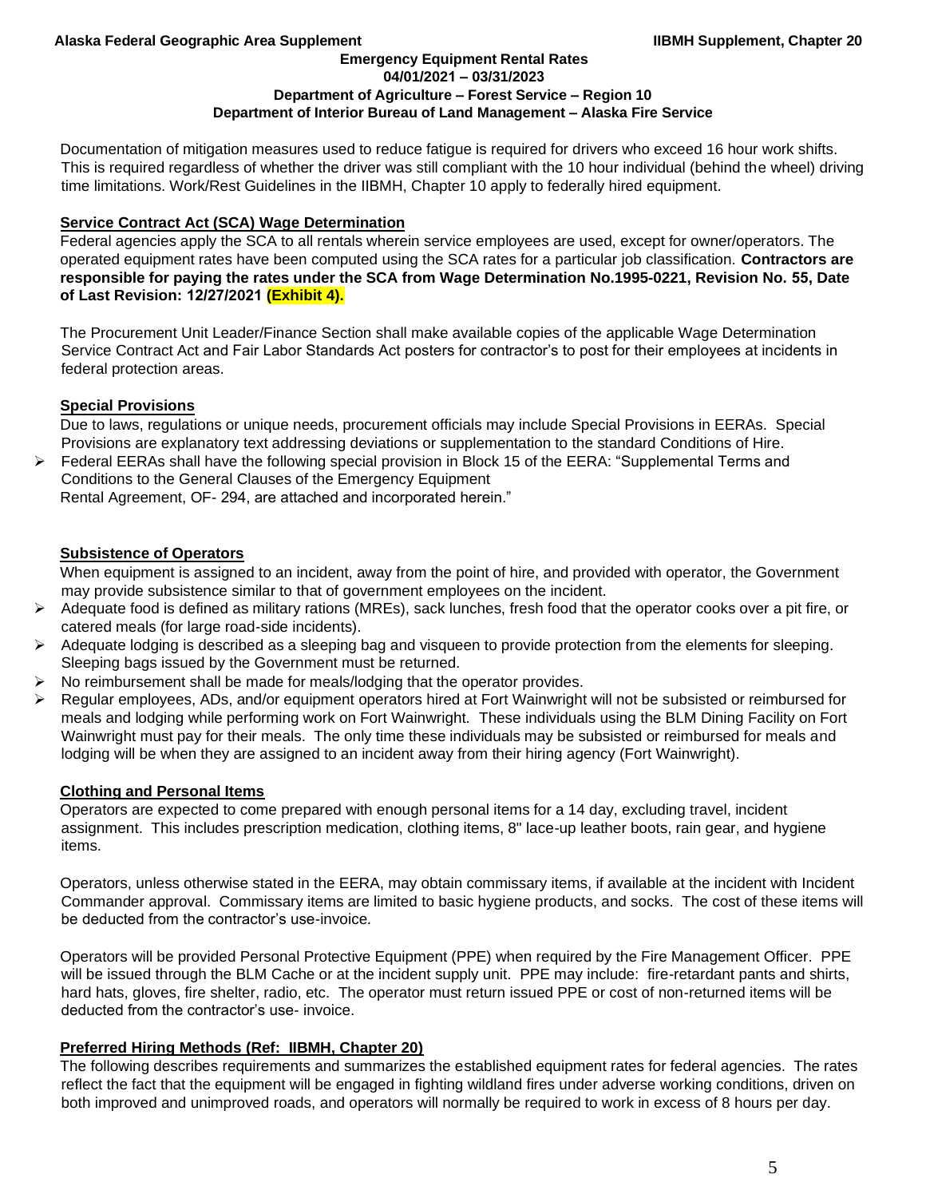Documentation of mitigation measures used to reduce fatigue is required for drivers who exceed 16 hour work shifts. This is required regardless of whether the driver was still compliant with the 10 hour individual (behind the wheel) driving time limitations. Work/Rest Guidelines in the IIBMH, Chapter 10 apply to federally hired equipment.

## Service Contract Act (SCA) Wage Determination

Federal agencies apply the SCA to all rentals wherein service employees are used, except for owner/operators. The operated equipment rates have been computed using the SCA rates for a particular job classification. **Contractors are responsible for paying the rates under the SCA from Wage Determination No.1995-0221, Revision No. 55, Date of Last Revision: 12/27/2021 (Exhibit 4).**

The Procurement Unit Leader/Finance Section shall make available copies of the applicable Wage Determination Service Contract Act and Fair Labor Standards Act posters for contractor's to post for their employees at incidents in federal protection areas.

## Special Provisions

Due to laws, regulations or unique needs, procurement officials may include Special Provisions in EERAs. Special Provisions are explanatory text addressing deviations or supplementation to the standard Conditions of Hire.

- Federal EERAs shall have the following special provision in Block 15 of the EERA: "Supplemental Terms and Conditions to the General Clauses of the Emergency Equipment Rental Agreement, OF- 294, are attached and incorporated herein."

## Subsistence of Operators

When equipment is assigned to an incident, away from the point of hire, and provided with operator, the Government may provide subsistence similar to that of government employees on the incident.

- Adequate food is defined as military rations (MREs), sack lunches, fresh food that the operator cooks over a pit fire, or catered meals (for large road-side incidents).
- Adequate lodging is described as a sleeping bag and visqueen to provide protection from the elements for sleeping. Sleeping bags issued by the Government must be returned.
- No reimbursement shall be made for meals/lodging that the operator provides.
- Regular employees, ADs, and/or equipment operators hired at Fort Wainwright will not be subsisted or reimbursed for meals and lodging while performing work on Fort Wainwright. These individuals using the BLM Dining Facility on Fort Wainwright must pay for their meals. The only time these individuals may be subsisted or reimbursed for meals and lodging will be when they are assigned to an incident away from their hiring agency (Fort Wainwright).

## Clothing and Personal Items

Operators are expected to come prepared with enough personal items for a 14 day, excluding travel, incident assignment. This includes prescription medication, clothing items, 8" lace-up leather boots, rain gear, and hygiene items.

Operators, unless otherwise stated in the EERA, may obtain commissary items, if available at the incident with Incident Commander approval. Commissary items are limited to basic hygiene products, and socks. The cost of these items will be deducted from the contractor's use-invoice.

Operators will be provided Personal Protective Equipment (PPE) when required by the Fire Management Officer. PPE will be issued through the BLM Cache or at the incident supply unit. PPE may include: fire-retardant pants and shirts, hard hats, gloves, fire shelter, radio, etc. The operator must return issued PPE or cost of non-returned items will be deducted from the contractor's use- invoice.

## Preferred Hiring Methods (Ref: IIBMH, Chapter 20)

The following describes requirements and summarizes the established equipment rates for federal agencies. The rates reflect the fact that the equipment will be engaged in fighting wildland fires under adverse working conditions, driven on both improved and unimproved roads, and operators will normally be required to work in excess of 8 hours per day.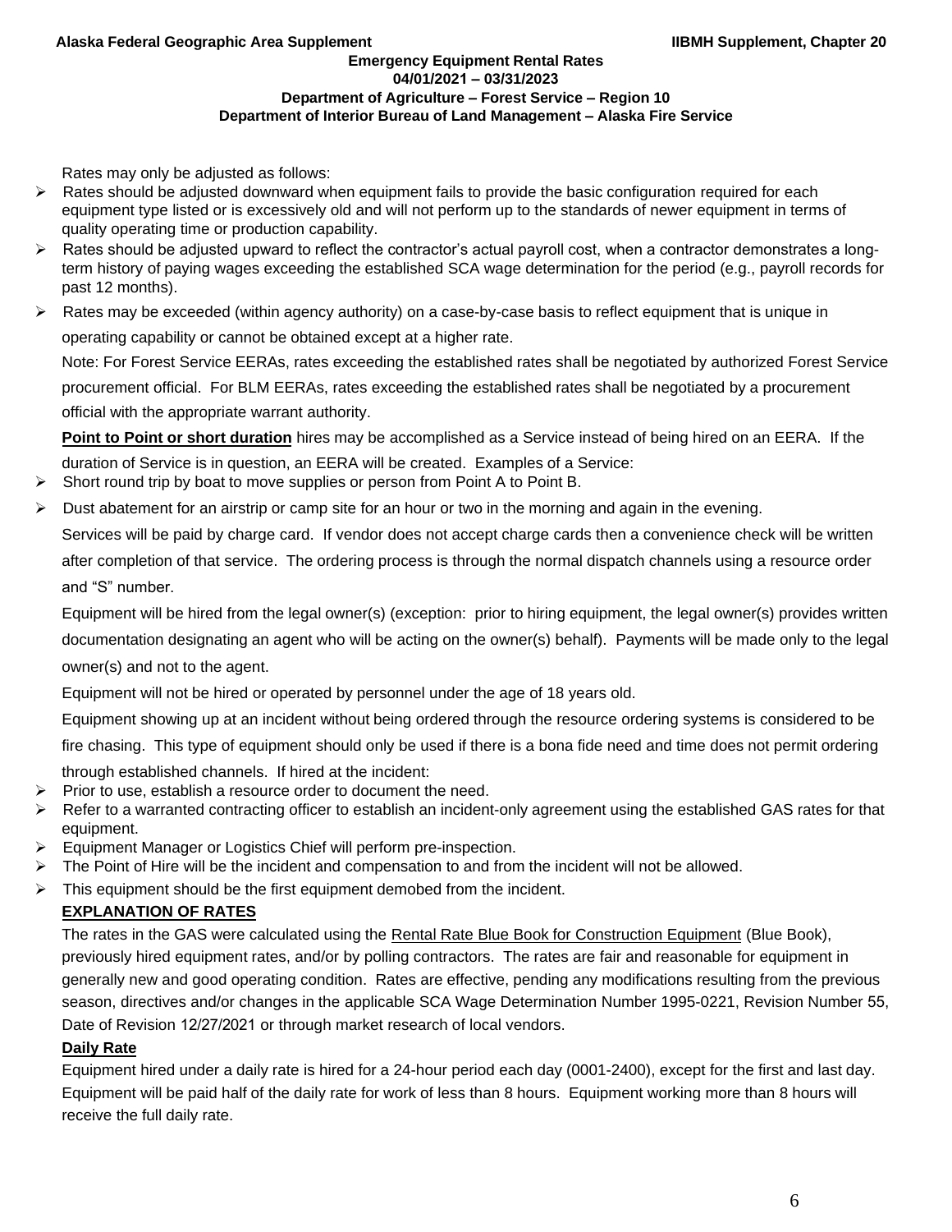Rates may only be adjusted as follows:

- Rates should be adjusted downward when equipment fails to provide the basic configuration required for each equipment type listed or is excessively old and will not perform up to the standards of newer equipment in terms of quality operating time or production capability.
- Rates should be adjusted upward to reflect the contractor's actual payroll cost, when a contractor demonstrates a long-term history of paying wages exceeding the established SCA wage determination for the period (e.g., payroll records for past 12 months).
- Rates may be exceeded (within agency authority) on a case-by-case basis to reflect equipment that is unique in operating capability or cannot be obtained except at a higher rate.

Note: For Forest Service EERAs, rates exceeding the established rates shall be negotiated by authorized Forest Service procurement official. For BLM EERAs, rates exceeding the established rates shall be negotiated by a procurement official with the appropriate warrant authority.

**Point to Point or short duration** hires may be accomplished as a Service instead of being hired on an EERA. If the duration of Service is in question, an EERA will be created. Examples of a Service:

- Short round trip by boat to move supplies or person from Point A to Point B.
- Dust abatement for an airstrip or camp site for an hour or two in the morning and again in the evening.

Services will be paid by charge card. If vendor does not accept charge cards then a convenience check will be written after completion of that service. The ordering process is through the normal dispatch channels using a resource order and "S" number.

Equipment will be hired from the legal owner(s) (exception: prior to hiring equipment, the legal owner(s) provides written documentation designating an agent who will be acting on the owner(s) behalf). Payments will be made only to the legal owner(s) and not to the agent.

Equipment will not be hired or operated by personnel under the age of 18 years old.

Equipment showing up at an incident without being ordered through the resource ordering systems is considered to be fire chasing. This type of equipment should only be used if there is a bona fide need and time does not permit ordering through established channels. If hired at the incident:

- Prior to use, establish a resource order to document the need.
- Refer to a warranted contracting officer to establish an incident-only agreement using the established GAS rates for that equipment.
- Equipment Manager or Logistics Chief will perform pre-inspection.
- The Point of Hire will be the incident and compensation to and from the incident will not be allowed.
- This equipment should be the first equipment demobed from the incident.

## EXPLANATION OF RATES

The rates in the GAS were calculated using the Rental Rate Blue Book for Construction Equipment (Blue Book), previously hired equipment rates, and/or by polling contractors. The rates are fair and reasonable for equipment in generally new and good operating condition. Rates are effective, pending any modifications resulting from the previous season, directives and/or changes in the applicable SCA Wage Determination Number 1995-0221, Revision Number 55, Date of Revision 12/27/2021 or through market research of local vendors.

### Daily Rate

Equipment hired under a daily rate is hired for a 24-hour period each day (0001-2400), except for the first and last day. Equipment will be paid half of the daily rate for work of less than 8 hours. Equipment working more than 8 hours will receive the full daily rate.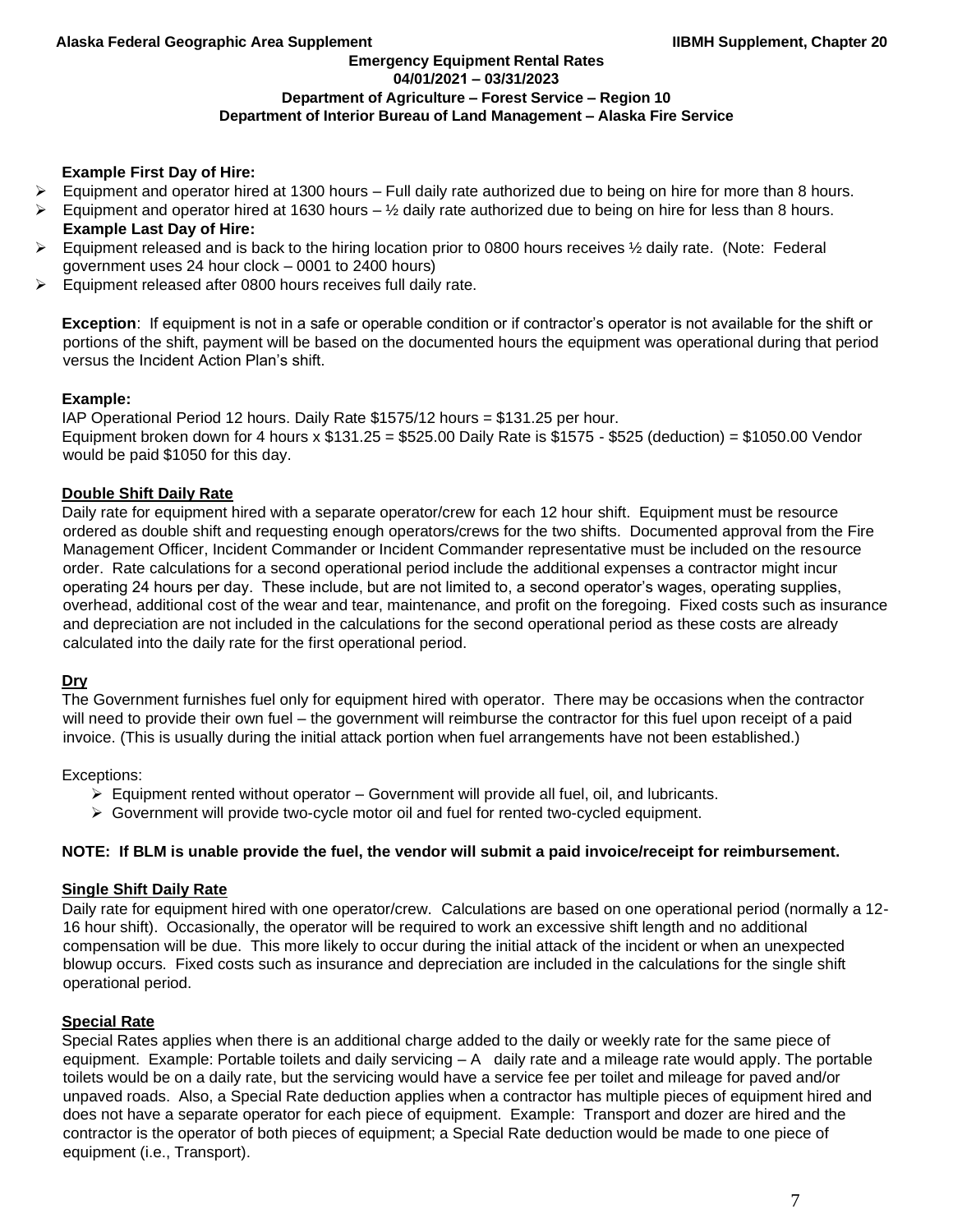**Example First Day of Hire:**

- Equipment and operator hired at 1300 hours – Full daily rate authorized due to being on hire for more than 8 hours.
- Equipment and operator hired at 1630 hours – ½ daily rate authorized due to being on hire for less than 8 hours.

**Example Last Day of Hire:**

- Equipment released and is back to the hiring location prior to 0800 hours receives ½ daily rate. (Note: Federal government uses 24 hour clock – 0001 to 2400 hours)
- Equipment released after 0800 hours receives full daily rate.

**Exception**: If equipment is not in a safe or operable condition or if contractor's operator is not available for the shift or portions of the shift, payment will be based on the documented hours the equipment was operational during that period versus the Incident Action Plan's shift.

**Example:**

IAP Operational Period 12 hours. Daily Rate $1575/12 hours = $131.25 per hour.
Equipment broken down for 4 hours x $131.25 = $525.00 Daily Rate is $1575 - $525 (deduction) = $1050.00 Vendor would be paid $1050 for this day.

## Double Shift Daily Rate

Daily rate for equipment hired with a separate operator/crew for each 12 hour shift. Equipment must be resource ordered as double shift and requesting enough operators/crews for the two shifts. Documented approval from the Fire Management Officer, Incident Commander or Incident Commander representative must be included on the resource order. Rate calculations for a second operational period include the additional expenses a contractor might incur operating 24 hours per day. These include, but are not limited to, a second operator's wages, operating supplies, overhead, additional cost of the wear and tear, maintenance, and profit on the foregoing. Fixed costs such as insurance and depreciation are not included in the calculations for the second operational period as these costs are already calculated into the daily rate for the first operational period.

## Dry

The Government furnishes fuel only for equipment hired with operator. There may be occasions when the contractor will need to provide their own fuel – the government will reimburse the contractor for this fuel upon receipt of a paid invoice. (This is usually during the initial attack portion when fuel arrangements have not been established.)

Exceptions:

- Equipment rented without operator – Government will provide all fuel, oil, and lubricants.
- Government will provide two-cycle motor oil and fuel for rented two-cycled equipment.

**NOTE: If BLM is unable provide the fuel, the vendor will submit a paid invoice/receipt for reimbursement.**

## Single Shift Daily Rate

Daily rate for equipment hired with one operator/crew. Calculations are based on one operational period (normally a 12-16 hour shift). Occasionally, the operator will be required to work an excessive shift length and no additional compensation will be due. This more likely to occur during the initial attack of the incident or when an unexpected blowup occurs. Fixed costs such as insurance and depreciation are included in the calculations for the single shift operational period.

## Special Rate

Special Rates applies when there is an additional charge added to the daily or weekly rate for the same piece of equipment. Example: Portable toilets and daily servicing – A daily rate and a mileage rate would apply. The portable toilets would be on a daily rate, but the servicing would have a service fee per toilet and mileage for paved and/or unpaved roads. Also, a Special Rate deduction applies when a contractor has multiple pieces of equipment hired and does not have a separate operator for each piece of equipment. Example: Transport and dozer are hired and the contractor is the operator of both pieces of equipment; a Special Rate deduction would be made to one piece of equipment (i.e., Transport).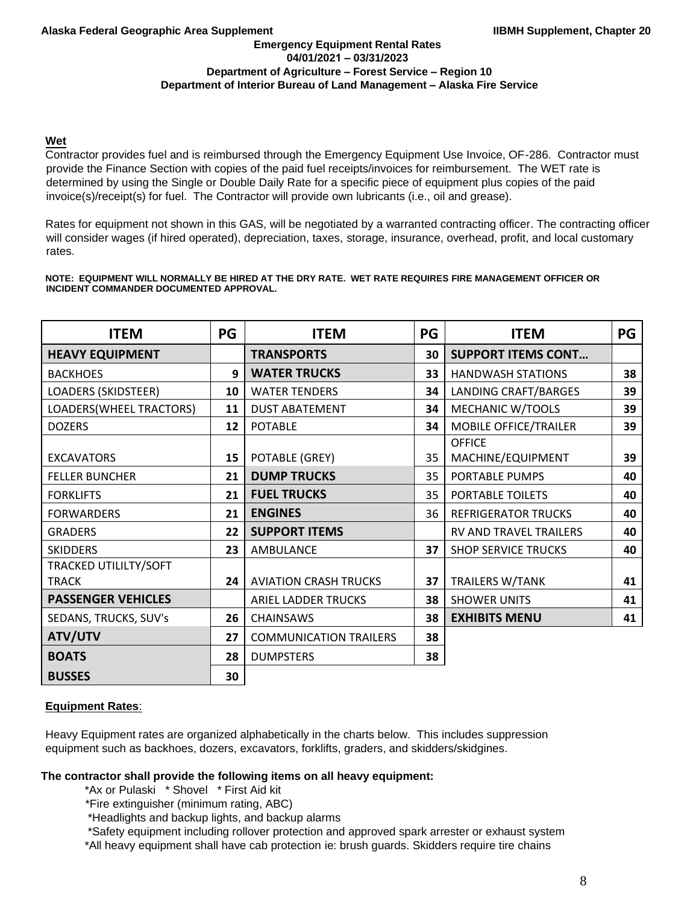Emergency Equipment Rental Rates
04/01/2021 – 03/31/2023
Department of Agriculture – Forest Service – Region 10
Department of Interior Bureau of Land Management – Alaska Fire Service

**Wet**

Contractor provides fuel and is reimbursed through the Emergency Equipment Use Invoice, OF-286. Contractor must provide the Finance Section with copies of the paid fuel receipts/invoices for reimbursement. The WET rate is determined by using the Single or Double Daily Rate for a specific piece of equipment plus copies of the paid invoice(s)/receipt(s) for fuel. The Contractor will provide own lubricants (i.e., oil and grease).

Rates for equipment not shown in this GAS, will be negotiated by a warranted contracting officer. The contracting officer will consider wages (if hired operated), depreciation, taxes, storage, insurance, overhead, profit, and local customary rates.

**NOTE: EQUIPMENT WILL NORMALLY BE HIRED AT THE DRY RATE. WET RATE REQUIRES FIRE MANAGEMENT OFFICER OR INCIDENT COMMANDER DOCUMENTED APPROVAL.**

| ITEM | PG | ITEM | PG | ITEM | PG |
|---|---|---|---|---|---|
| **HEAVY EQUIPMENT** | | **TRANSPORTS** | 30 | **SUPPORT ITEMS CONT…** | |
| BACKHOES | 9 | **WATER TRUCKS** | 33 | HANDWASH STATIONS | 38 |
| LOADERS (SKIDSTEER) | 10 | WATER TENDERS | 34 | LANDING CRAFT/BARGES | 39 |
| LOADERS(WHEEL TRACTORS) | 11 | DUST ABATEMENT | 34 | MECHANIC W/TOOLS | 39 |
| DOZERS | 12 | POTABLE | 34 | MOBILE OFFICE/TRAILER | 39 |
| EXCAVATORS | 15 | POTABLE (GREY) | 35 | OFFICE MACHINE/EQUIPMENT | 39 |
| FELLER BUNCHER | 21 | **DUMP TRUCKS** | 35 | PORTABLE PUMPS | 40 |
| FORKLIFTS | 21 | **FUEL TRUCKS** | 35 | PORTABLE TOILETS | 40 |
| FORWARDERS | 21 | **ENGINES** | 36 | REFRIGERATOR TRUCKS | 40 |
| GRADERS | 22 | **SUPPORT ITEMS** | | RV AND TRAVEL TRAILERS | 40 |
| SKIDDERS | 23 | AMBULANCE | 37 | SHOP SERVICE TRUCKS | 40 |
| TRACKED UTILILTY/SOFT TRACK | 24 | AVIATION CRASH TRUCKS | 37 | TRAILERS W/TANK | 41 |
| **PASSENGER VEHICLES** | | ARIEL LADDER TRUCKS | 38 | SHOWER UNITS | 41 |
| SEDANS, TRUCKS, SUV's | 26 | CHAINSAWS | 38 | **EXHIBITS MENU** | 41 |
| **ATV/UTV** | 27 | COMMUNICATION TRAILERS | 38 | | |
| **BOATS** | 28 | DUMPSTERS | 38 | | |
| **BUSSES** | 30 | | | | |

**Equipment Rates**:

Heavy Equipment rates are organized alphabetically in the charts below. This includes suppression equipment such as backhoes, dozers, excavators, forklifts, graders, and skidders/skidgines.

**The contractor shall provide the following items on all heavy equipment:**

*Ax or Pulaski * Shovel * First Aid kit
*Fire extinguisher (minimum rating, ABC)
*Headlights and backup lights, and backup alarms
*Safety equipment including rollover protection and approved spark arrester or exhaust system
*All heavy equipment shall have cab protection ie: brush guards. Skidders require tire chains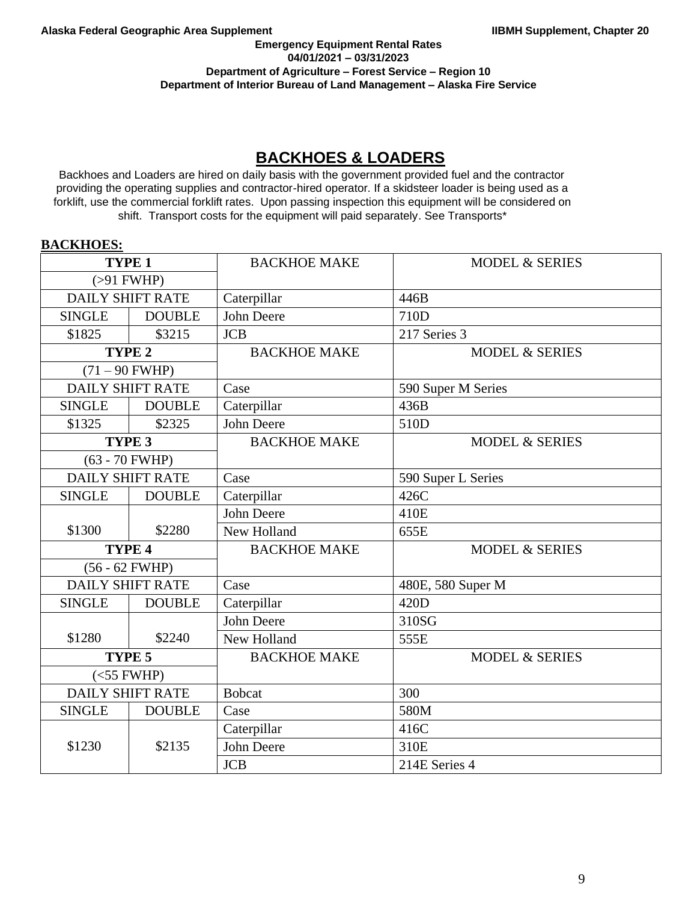**Emergency Equipment Rental Rates**
**04/01/2021 – 03/31/2023**
**Department of Agriculture – Forest Service – Region 10**
**Department of Interior Bureau of Land Management – Alaska Fire Service**

# BACKHOES & LOADERS

Backhoes and Loaders are hired on daily basis with the government provided fuel and the contractor providing the operating supplies and contractor-hired operator. If a skidsteer loader is being used as a forklift, use the commercial forklift rates. Upon passing inspection this equipment will be considered on shift. Transport costs for the equipment will paid separately. See Transports*

**BACKHOES:**

| **TYPE 1** | | BACKHOE MAKE | MODEL & SERIES |
|---|---|---|---|
| (>91 FWHP) | | | |
| DAILY SHIFT RATE | | Caterpillar | 446B |
| SINGLE | DOUBLE | John Deere | 710D |
| $1825 | $3215 | JCB | 217 Series 3 |
| **TYPE 2** | | BACKHOE MAKE | MODEL & SERIES |
| (71 – 90 FWHP) | | | |
| DAILY SHIFT RATE | | Case | 590 Super M Series |
| SINGLE | DOUBLE | Caterpillar | 436B |
| $1325 | $2325 | John Deere | 510D |
| **TYPE 3** | | BACKHOE MAKE | MODEL & SERIES |
| (63 - 70 FWHP) | | | |
| DAILY SHIFT RATE | | Case | 590 Super L Series |
| SINGLE | DOUBLE | Caterpillar | 426C |
| $1300 | $2280 | John Deere | 410E |
| | | New Holland | 655E |
| **TYPE 4** | | BACKHOE MAKE | MODEL & SERIES |
| (56 - 62 FWHP) | | | |
| DAILY SHIFT RATE | | Case | 480E, 580 Super M |
| SINGLE | DOUBLE | Caterpillar | 420D |
| $1280 | $2240 | John Deere | 310SG |
| | | New Holland | 555E |
| **TYPE 5** | | BACKHOE MAKE | MODEL & SERIES |
| (<55 FWHP) | | | |
| DAILY SHIFT RATE | | Bobcat | 300 |
| SINGLE | DOUBLE | Case | 580M |
| $1230 | $2135 | Caterpillar | 416C |
| | | John Deere | 310E |
| | | JCB | 214E Series 4 |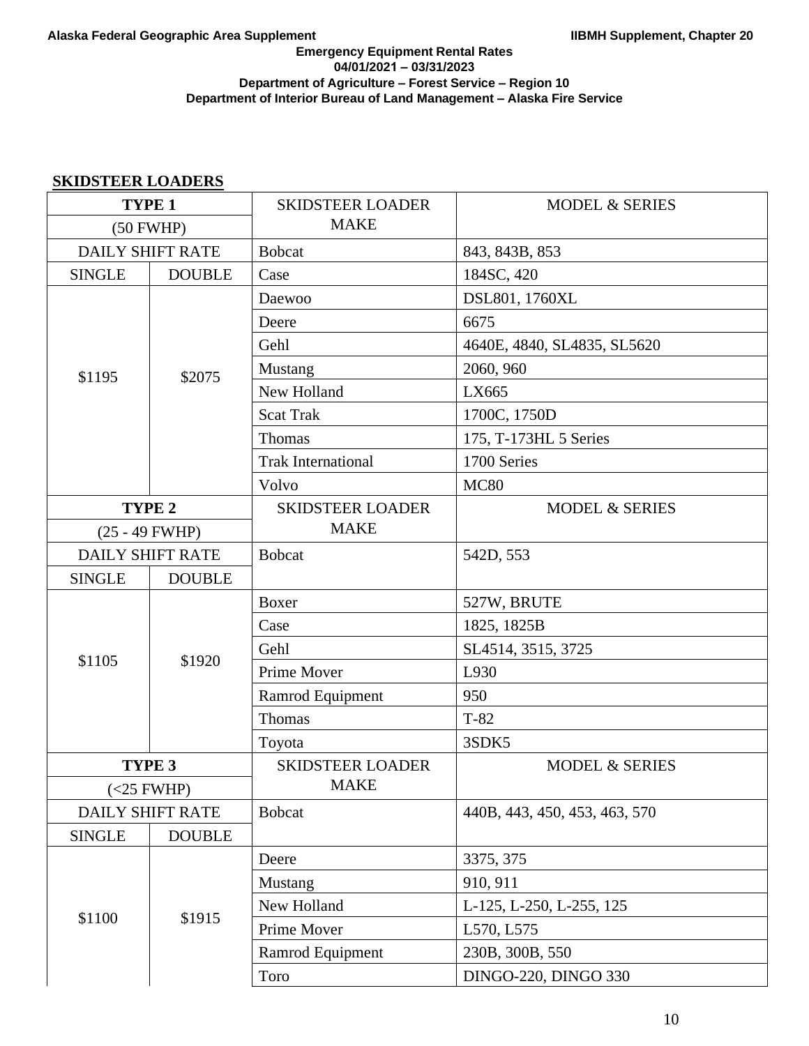**Alaska Federal Geographic Area Supplement** **IIBMH Supplement, Chapter 20**

**Emergency Equipment Rental Rates**
**04/01/2021 – 03/31/2023**
**Department of Agriculture – Forest Service – Region 10**
**Department of Interior Bureau of Land Management – Alaska Fire Service**

## SKIDSTEER LOADERS

| TYPE 1 (50 FWHP) | | SKIDSTEER LOADER MAKE | MODEL & SERIES |
|---|---|---|---|
| DAILY SHIFT RATE | | Bobcat | 843, 843B, 853 |
| SINGLE | DOUBLE | Case | 184SC, 420 |
| $1195 | $2075 | Daewoo | DSL801, 1760XL |
| | | Deere | 6675 |
| | | Gehl | 4640E, 4840, SL4835, SL5620 |
| | | Mustang | 2060, 960 |
| | | New Holland | LX665 |
| | | Scat Trak | 1700C, 1750D |
| | | Thomas | 175, T-173HL 5 Series |
| | | Trak International | 1700 Series |
| | | Volvo | MC80 |
| **TYPE 2** (25 - 49 FWHP) | | SKIDSTEER LOADER MAKE | MODEL & SERIES |
| DAILY SHIFT RATE | | Bobcat | 542D, 553 |
| SINGLE | DOUBLE | | |
| $1105 | $1920 | Boxer | 527W, BRUTE |
| | | Case | 1825, 1825B |
| | | Gehl | SL4514, 3515, 3725 |
| | | Prime Mover | L930 |
| | | Ramrod Equipment | 950 |
| | | Thomas | T-82 |
| | | Toyota | 3SDK5 |
| **TYPE 3** (<25 FWHP) | | SKIDSTEER LOADER MAKE | MODEL & SERIES |
| DAILY SHIFT RATE | | Bobcat | 440B, 443, 450, 453, 463, 570 |
| SINGLE | DOUBLE | | |
| $1100 | $1915 | Deere | 3375, 375 |
| | | Mustang | 910, 911 |
| | | New Holland | L-125, L-250, L-255, 125 |
| | | Prime Mover | L570, L575 |
| | | Ramrod Equipment | 230B, 300B, 550 |
| | | Toro | DINGO-220, DINGO 330 |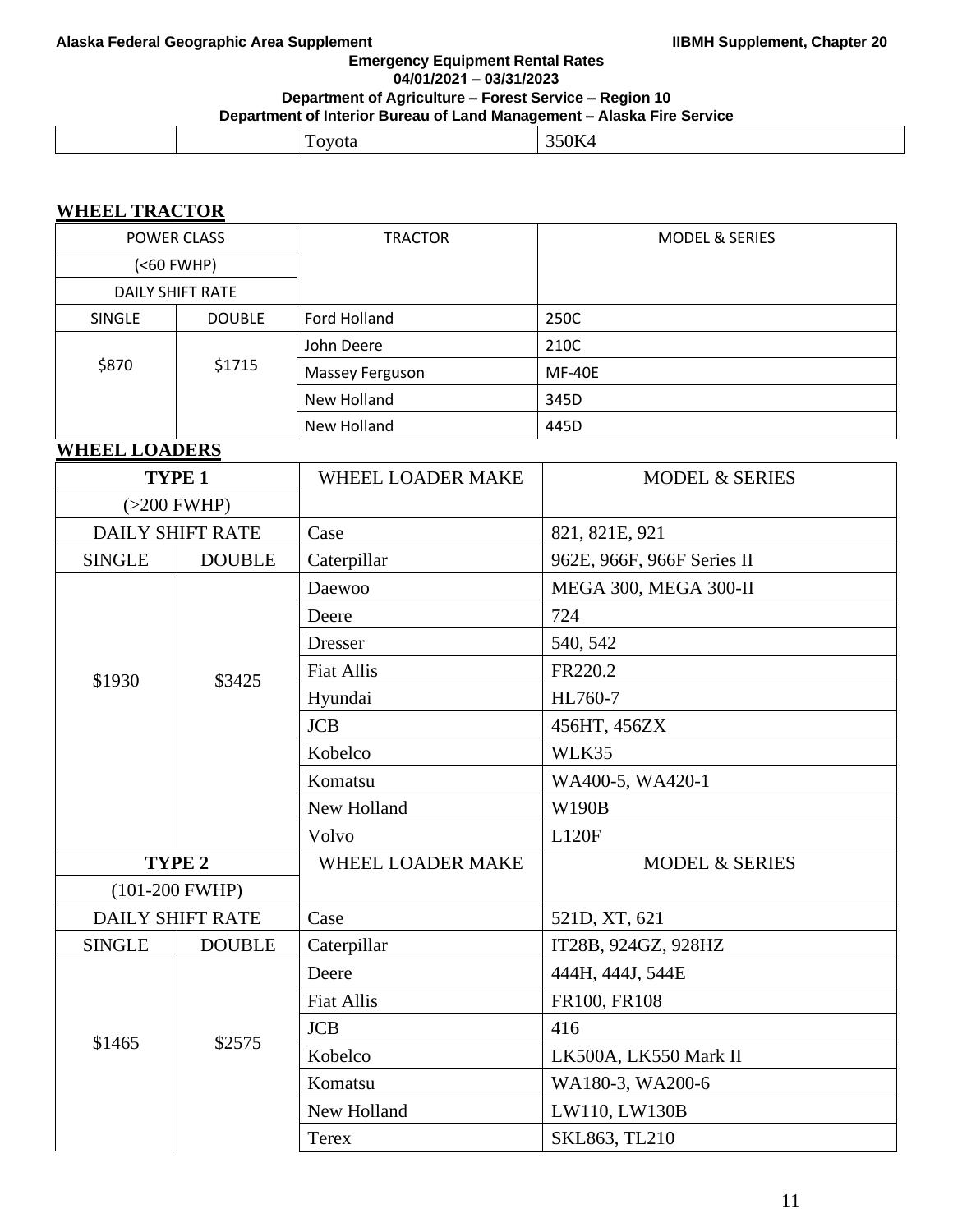| | | Toyota | 350K4 |
|---|---|---|---|

**WHEEL TRACTOR**

| POWER CLASS (<60 FWHP) DAILY SHIFT RATE | | TRACTOR | MODEL & SERIES |
|---|---|---|---|
| SINGLE | DOUBLE | Ford Holland | 250C |
| $870 | $1715 | John Deere | 210C |
| | | Massey Ferguson | MF-40E |
| | | New Holland | 345D |
| | | New Holland | 445D |

**WHEEL LOADERS**

| TYPE 1 (>200 FWHP) | | WHEEL LOADER MAKE | MODEL & SERIES |
|---|---|---|---|
| DAILY SHIFT RATE | | Case | 821, 821E, 921 |
| SINGLE | DOUBLE | Caterpillar | 962E, 966F, 966F Series II |
| $1930 | $3425 | Daewoo | MEGA 300, MEGA 300-II |
| | | Deere | 724 |
| | | Dresser | 540, 542 |
| | | Fiat Allis | FR220.2 |
| | | Hyundai | HL760-7 |
| | | JCB | 456HT, 456ZX |
| | | Kobelco | WLK35 |
| | | Komatsu | WA400-5, WA420-1 |
| | | New Holland | W190B |
| | | Volvo | L120F |
| **TYPE 2** (101-200 FWHP) | | WHEEL LOADER MAKE | MODEL & SERIES |
| DAILY SHIFT RATE | | Case | 521D, XT, 621 |
| SINGLE | DOUBLE | Caterpillar | IT28B, 924GZ, 928HZ |
| $1465 | $2575 | Deere | 444H, 444J, 544E |
| | | Fiat Allis | FR100, FR108 |
| | | JCB | 416 |
| | | Kobelco | LK500A, LK550 Mark II |
| | | Komatsu | WA180-3, WA200-6 |
| | | New Holland | LW110, LW130B |
| | | Terex | SKL863, TL210 |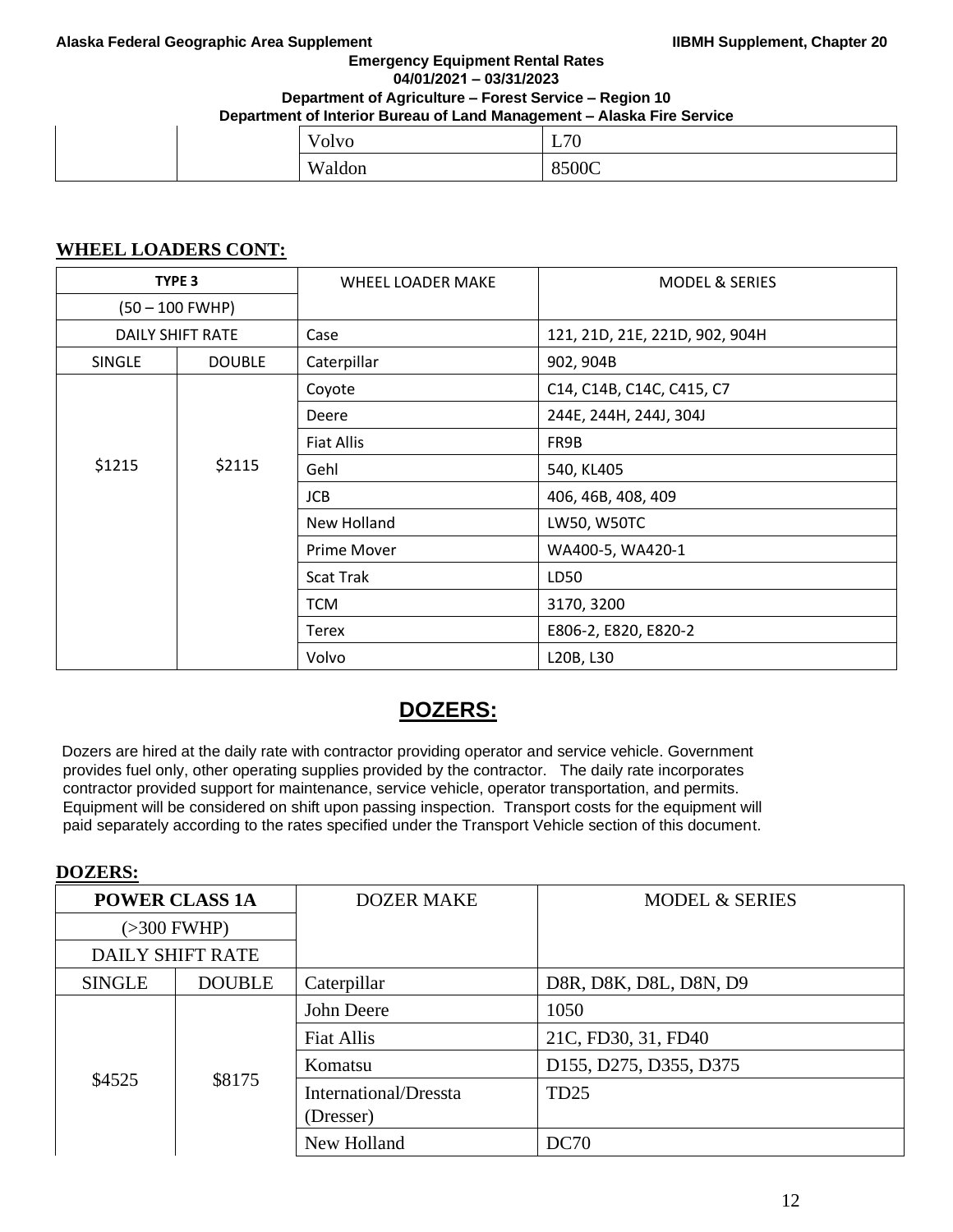| | | Volvo | L70 |
|---|---|---|---|
| | | Waldon | 8500C |

**WHEEL LOADERS CONT:**

| TYPE 3 | | WHEEL LOADER MAKE | MODEL & SERIES |
|---|---|---|---|
| (50 – 100 FWHP) | | | |
| DAILY SHIFT RATE | | Case | 121, 21D, 21E, 221D, 902, 904H |
| SINGLE | DOUBLE | Caterpillar | 902, 904B |
| $1215 | $2115 | Coyote | C14, C14B, C14C, C415, C7 |
| | | Deere | 244E, 244H, 244J, 304J |
| | | Fiat Allis | FR9B |
| | | Gehl | 540, KL405 |
| | | JCB | 406, 46B, 408, 409 |
| | | New Holland | LW50, W50TC |
| | | Prime Mover | WA400-5, WA420-1 |
| | | Scat Trak | LD50 |
| | | TCM | 3170, 3200 |
| | | Terex | E806-2, E820, E820-2 |
| | | Volvo | L20B, L30 |

# DOZERS:

Dozers are hired at the daily rate with contractor providing operator and service vehicle. Government provides fuel only, other operating supplies provided by the contractor. The daily rate incorporates contractor provided support for maintenance, service vehicle, operator transportation, and permits. Equipment will be considered on shift upon passing inspection. Transport costs for the equipment will paid separately according to the rates specified under the Transport Vehicle section of this document.

**DOZERS:**

| POWER CLASS 1A | | DOZER MAKE | MODEL & SERIES |
|---|---|---|---|
| (>300 FWHP) | | | |
| DAILY SHIFT RATE | | | |
| SINGLE | DOUBLE | Caterpillar | D8R, D8K, D8L, D8N, D9 |
| $4525 | $8175 | John Deere | 1050 |
| | | Fiat Allis | 21C, FD30, 31, FD40 |
| | | Komatsu | D155, D275, D355, D375 |
| | | International/Dressta (Dresser) | TD25 |
| | | New Holland | DC70 |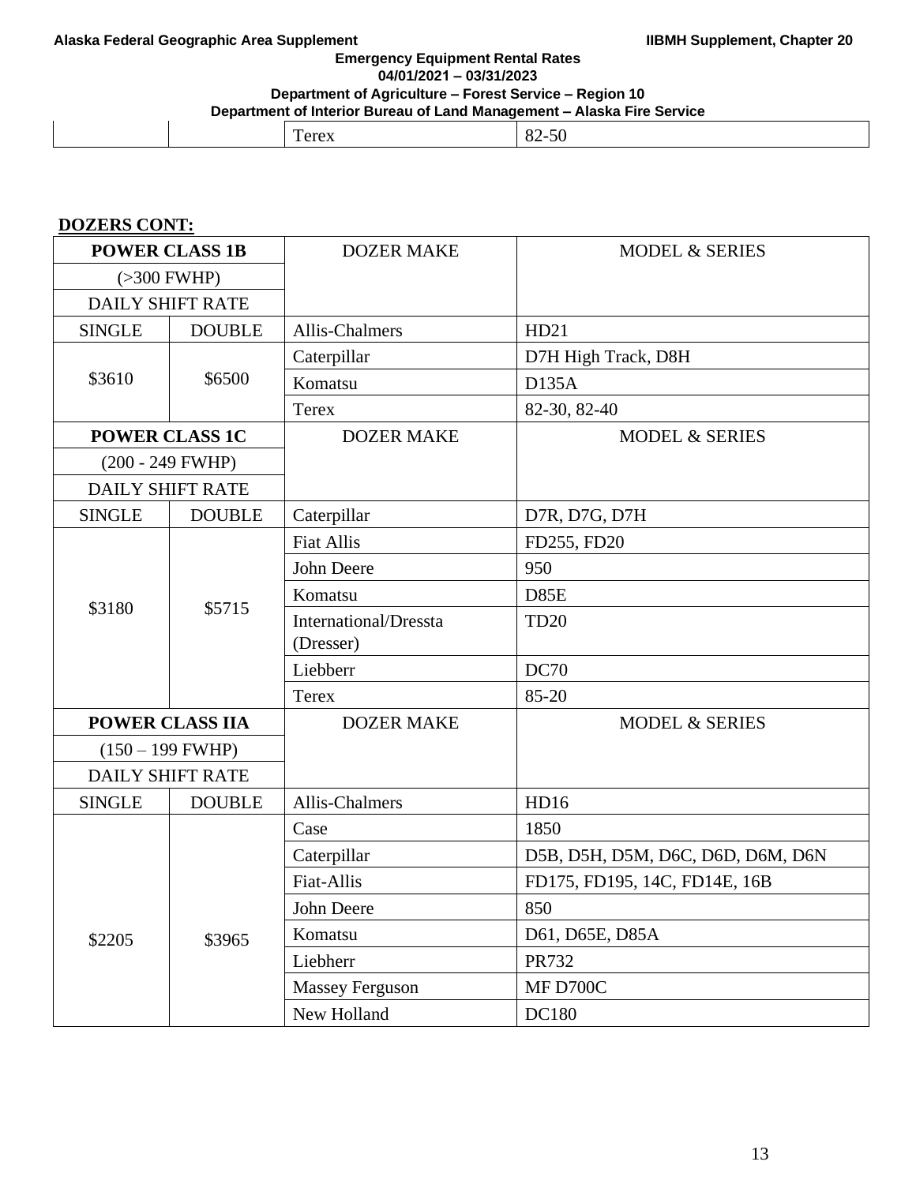| | | Terex | 82-50 |
|---|---|---|---|

**DOZERS CONT:**

| POWER CLASS 1B | | DOZER MAKE | MODEL & SERIES |
|---|---|---|---|
| (>300 FWHP) | | | |
| DAILY SHIFT RATE | | | |
| SINGLE | DOUBLE | Allis-Chalmers | HD21 |
| $3610 | $6500 | Caterpillar | D7H High Track, D8H |
| | | Komatsu | D135A |
| | | Terex | 82-30, 82-40 |
| **POWER CLASS 1C** | | DOZER MAKE | MODEL & SERIES |
| (200 - 249 FWHP) | | | |
| DAILY SHIFT RATE | | | |
| SINGLE | DOUBLE | Caterpillar | D7R, D7G, D7H |
| $3180 | $5715 | Fiat Allis | FD255, FD20 |
| | | John Deere | 950 |
| | | Komatsu | D85E |
| | | International/Dressta (Dresser) | TD20 |
| | | Liebberr | DC70 |
| | | Terex | 85-20 |
| **POWER CLASS IIA** | | DOZER MAKE | MODEL & SERIES |
| (150 – 199 FWHP) | | | |
| DAILY SHIFT RATE | | | |
| SINGLE | DOUBLE | Allis-Chalmers | HD16 |
| $2205 | $3965 | Case | 1850 |
| | | Caterpillar | D5B, D5H, D5M, D6C, D6D, D6M, D6N |
| | | Fiat-Allis | FD175, FD195, 14C, FD14E, 16B |
| | | John Deere | 850 |
| | | Komatsu | D61, D65E, D85A |
| | | Liebherr | PR732 |
| | | Massey Ferguson | MF D700C |
| | | New Holland | DC180 |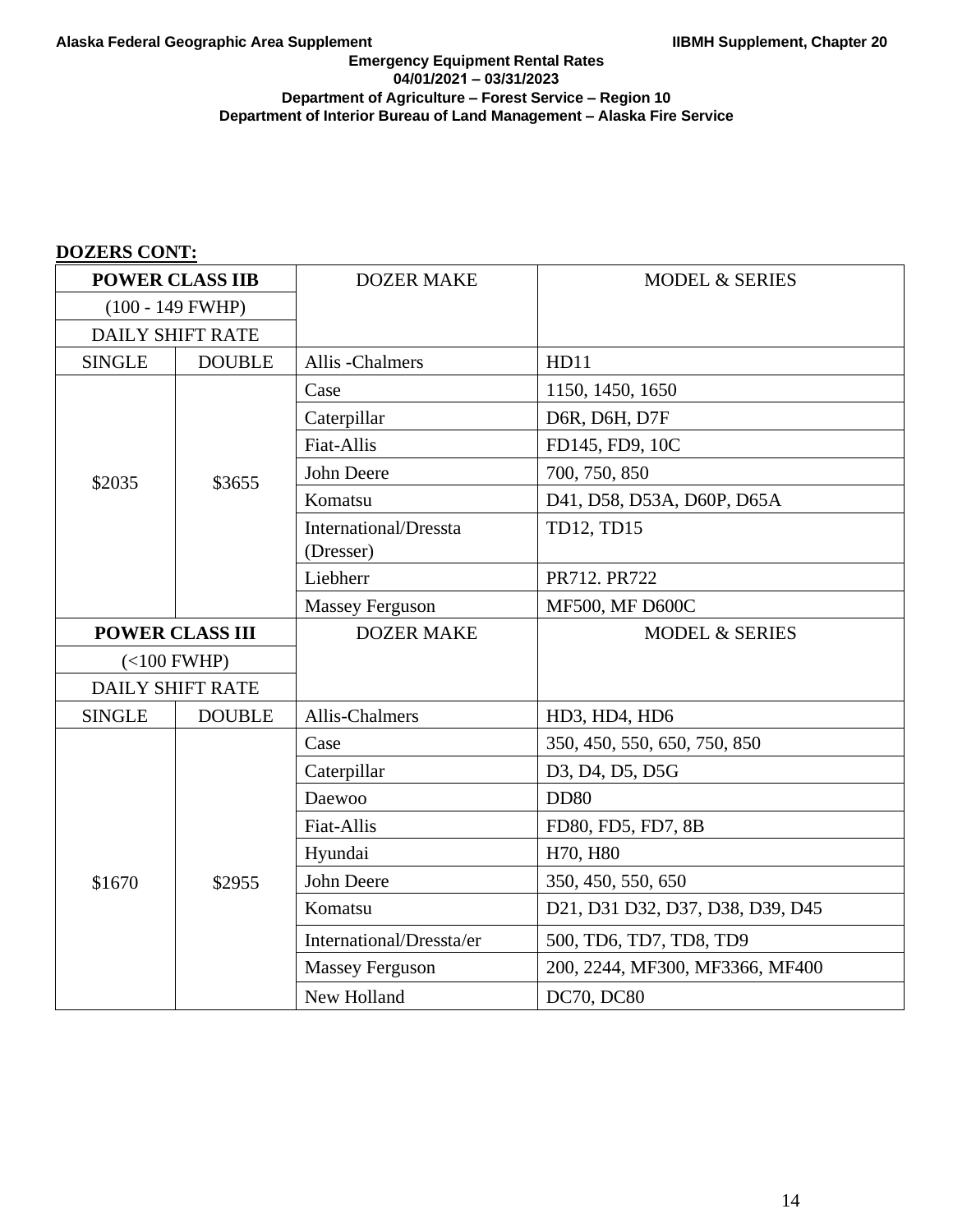**DOZERS CONT:**

| POWER CLASS IIB (100 - 149 FWHP) DAILY SHIFT RATE | | DOZER MAKE | MODEL & SERIES |
|---|---|---|---|
| SINGLE | DOUBLE | Allis -Chalmers | HD11 |
| $2035 | $3655 | Case | 1150, 1450, 1650 |
| | | Caterpillar | D6R, D6H, D7F |
| | | Fiat-Allis | FD145, FD9, 10C |
| | | John Deere | 700, 750, 850 |
| | | Komatsu | D41, D58, D53A, D60P, D65A |
| | | International/Dressta (Dresser) | TD12, TD15 |
| | | Liebherr | PR712. PR722 |
| | | Massey Ferguson | MF500, MF D600C |
| **POWER CLASS III** (<100 FWHP) DAILY SHIFT RATE | | DOZER MAKE | MODEL & SERIES |
| SINGLE | DOUBLE | Allis-Chalmers | HD3, HD4, HD6 |
| $1670 | $2955 | Case | 350, 450, 550, 650, 750, 850 |
| | | Caterpillar | D3, D4, D5, D5G |
| | | Daewoo | DD80 |
| | | Fiat-Allis | FD80, FD5, FD7, 8B |
| | | Hyundai | H70, H80 |
| | | John Deere | 350, 450, 550, 650 |
| | | Komatsu | D21, D31 D32, D37, D38, D39, D45 |
| | | International/Dressta/er | 500, TD6, TD7, TD8, TD9 |
| | | Massey Ferguson | 200, 2244, MF300, MF3366, MF400 |
| | | New Holland | DC70, DC80 |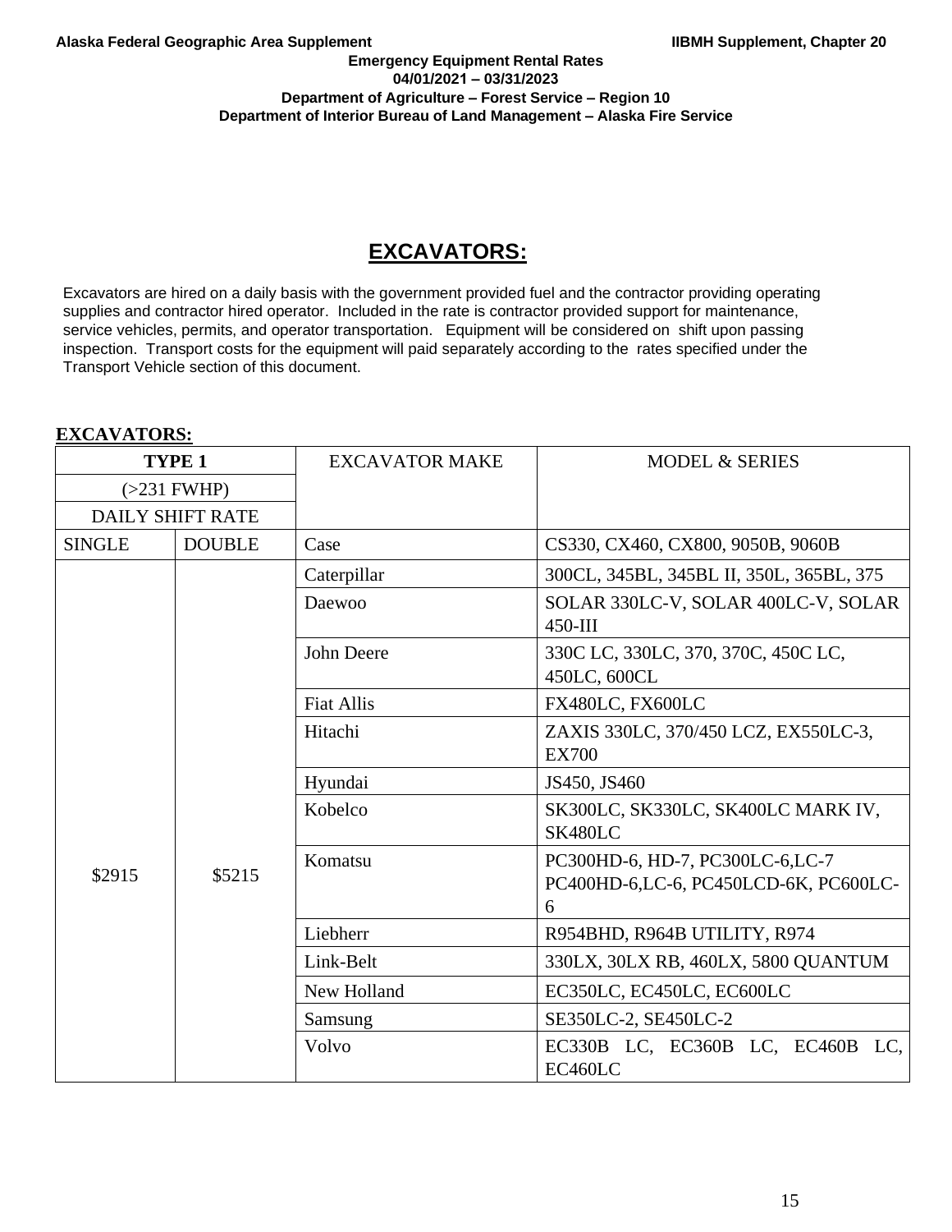# EXCAVATORS:

Excavators are hired on a daily basis with the government provided fuel and the contractor providing operating supplies and contractor hired operator. Included in the rate is contractor provided support for maintenance, service vehicles, permits, and operator transportation. Equipment will be considered on shift upon passing inspection. Transport costs for the equipment will paid separately according to the rates specified under the Transport Vehicle section of this document.

**EXCAVATORS:**

| TYPE 1 (>231 FWHP) DAILY SHIFT RATE | | EXCAVATOR MAKE | MODEL & SERIES |
|---|---|---|---|
| SINGLE | DOUBLE | Case | CS330, CX460, CX800, 9050B, 9060B |
| $2915 | $5215 | Caterpillar | 300CL, 345BL, 345BL II, 350L, 365BL, 375 |
| | | Daewoo | SOLAR 330LC-V, SOLAR 400LC-V, SOLAR 450-III |
| | | John Deere | 330C LC, 330LC, 370, 370C, 450C LC, 450LC, 600CL |
| | | Fiat Allis | FX480LC, FX600LC |
| | | Hitachi | ZAXIS 330LC, 370/450 LCZ, EX550LC-3, EX700 |
| | | Hyundai | JS450, JS460 |
| | | Kobelco | SK300LC, SK330LC, SK400LC MARK IV, SK480LC |
| | | Komatsu | PC300HD-6, HD-7, PC300LC-6,LC-7 PC400HD-6,LC-6, PC450LCD-6K, PC600LC-6 |
| | | Liebherr | R954BHD, R964B UTILITY, R974 |
| | | Link-Belt | 330LX, 30LX RB, 460LX, 5800 QUANTUM |
| | | New Holland | EC350LC, EC450LC, EC600LC |
| | | Samsung | SE350LC-2, SE450LC-2 |
| | | Volvo | EC330B LC, EC360B LC, EC460B LC, EC460LC |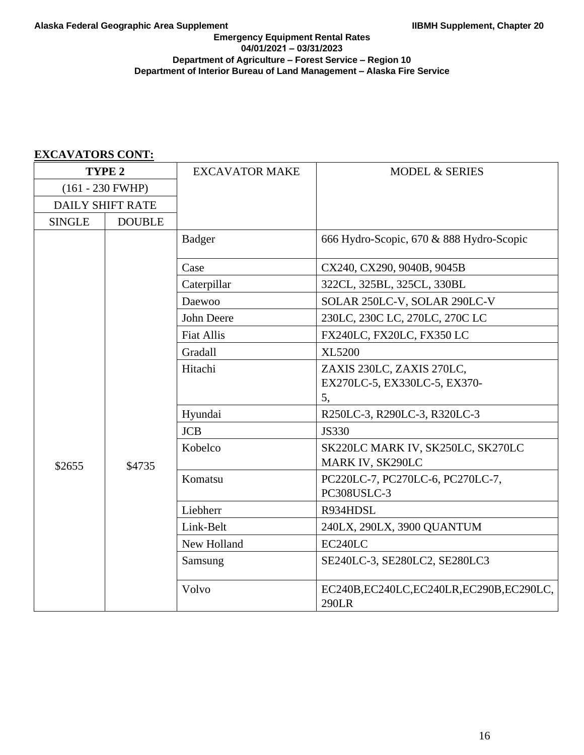**EXCAVATORS CONT:**

| TYPE 2 (161 - 230 FWHP) DAILY SHIFT RATE | | EXCAVATOR MAKE | MODEL & SERIES |
|---|---|---|---|
| SINGLE | DOUBLE | | |
| $2655 | $4735 | Badger | 666 Hydro-Scopic, 670 & 888 Hydro-Scopic |
| | | Case | CX240, CX290, 9040B, 9045B |
| | | Caterpillar | 322CL, 325BL, 325CL, 330BL |
| | | Daewoo | SOLAR 250LC-V, SOLAR 290LC-V |
| | | John Deere | 230LC, 230C LC, 270LC, 270C LC |
| | | Fiat Allis | FX240LC, FX20LC, FX350 LC |
| | | Gradall | XL5200 |
| | | Hitachi | ZAXIS 230LC, ZAXIS 270LC, EX270LC-5, EX330LC-5, EX370-5, |
| | | Hyundai | R250LC-3, R290LC-3, R320LC-3 |
| | | JCB | JS330 |
| | | Kobelco | SK220LC MARK IV, SK250LC, SK270LC MARK IV, SK290LC |
| | | Komatsu | PC220LC-7, PC270LC-6, PC270LC-7, PC308USLC-3 |
| | | Liebherr | R934HDSL |
| | | Link-Belt | 240LX, 290LX, 3900 QUANTUM |
| | | New Holland | EC240LC |
| | | Samsung | SE240LC-3, SE280LC2, SE280LC3 |
| | | Volvo | EC240B,EC240LC,EC240LR,EC290B,EC290LC, 290LR |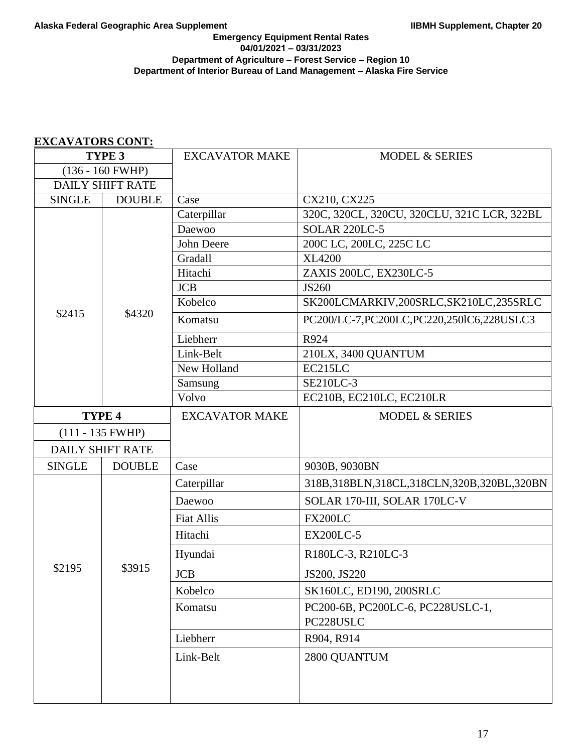**EXCAVATORS CONT:**

| TYPE 3 | | EXCAVATOR MAKE | MODEL & SERIES |
|---|---|---|---|
| (136 - 160 FWHP) | | | |
| DAILY SHIFT RATE | | | |
| SINGLE | DOUBLE | Case | CX210, CX225 |
| $2415 | $4320 | Caterpillar | 320C, 320CL, 320CU, 320CLU, 321C LCR, 322BL |
| | | Daewoo | SOLAR 220LC-5 |
| | | John Deere | 200C LC, 200LC, 225C LC |
| | | Gradall | XL4200 |
| | | Hitachi | ZAXIS 200LC, EX230LC-5 |
| | | JCB | JS260 |
| | | Kobelco | SK200LCMARKIV,200SRLC,SK210LC,235SRLC |
| | | Komatsu | PC200/LC-7,PC200LC,PC220,250lC6,228USLC3 |
| | | Liebherr | R924 |
| | | Link-Belt | 210LX, 3400 QUANTUM |
| | | New Holland | EC215LC |
| | | Samsung | SE210LC-3 |
| | | Volvo | EC210B, EC210LC, EC210LR |

| TYPE 4 | | EXCAVATOR MAKE | MODEL & SERIES |
|---|---|---|---|
| (111 - 135 FWHP) | | | |
| DAILY SHIFT RATE | | | |
| SINGLE | DOUBLE | Case | 9030B, 9030BN |
| $2195 | $3915 | Caterpillar | 318B,318BLN,318CL,318CLN,320B,320BL,320BN |
| | | Daewoo | SOLAR 170-III, SOLAR 170LC-V |
| | | Fiat Allis | FX200LC |
| | | Hitachi | EX200LC-5 |
| | | Hyundai | R180LC-3, R210LC-3 |
| | | JCB | JS200, JS220 |
| | | Kobelco | SK160LC, ED190, 200SRLC |
| | | Komatsu | PC200-6B, PC200LC-6, PC228USLC-1, PC228USLC |
| | | Liebherr | R904, R914 |
| | | Link-Belt | 2800 QUANTUM |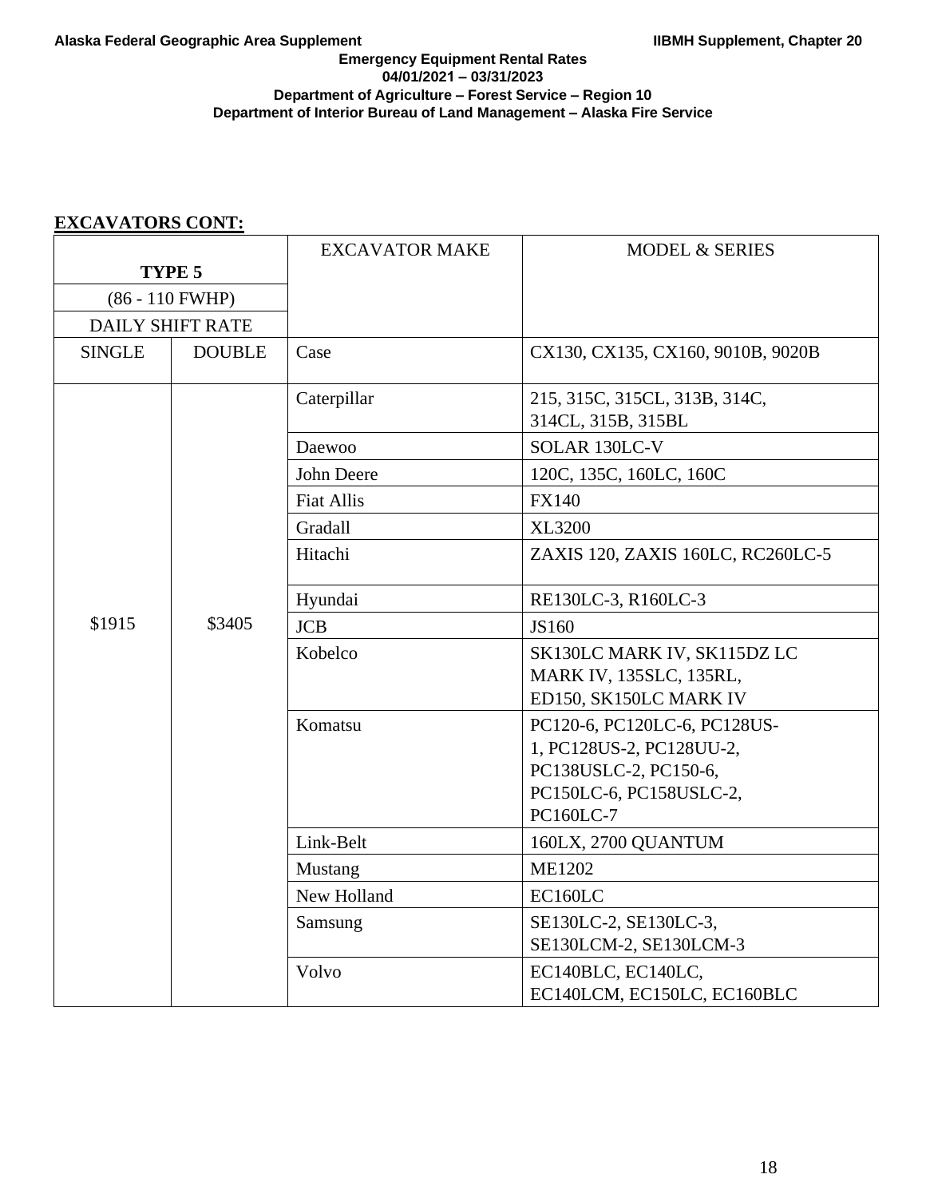**EXCAVATORS CONT:**

| TYPE 5 (86 - 110 FWHP) DAILY SHIFT RATE | | EXCAVATOR MAKE | MODEL & SERIES |
|---|---|---|---|
| SINGLE | DOUBLE | Case | CX130, CX135, CX160, 9010B, 9020B |
| $1915 | $3405 | Caterpillar | 215, 315C, 315CL, 313B, 314C, 314CL, 315B, 315BL |
| | | Daewoo | SOLAR 130LC-V |
| | | John Deere | 120C, 135C, 160LC, 160C |
| | | Fiat Allis | FX140 |
| | | Gradall | XL3200 |
| | | Hitachi | ZAXIS 120, ZAXIS 160LC, RC260LC-5 |
| | | Hyundai | RE130LC-3, R160LC-3 |
| | | JCB | JS160 |
| | | Kobelco | SK130LC MARK IV, SK115DZ LC MARK IV, 135SLC, 135RL, ED150, SK150LC MARK IV |
| | | Komatsu | PC120-6, PC120LC-6, PC128US-1, PC128US-2, PC128UU-2, PC138USLC-2, PC150-6, PC150LC-6, PC158USLC-2, PC160LC-7 |
| | | Link-Belt | 160LX, 2700 QUANTUM |
| | | Mustang | ME1202 |
| | | New Holland | EC160LC |
| | | Samsung | SE130LC-2, SE130LC-3, SE130LCM-2, SE130LCM-3 |
| | | Volvo | EC140BLC, EC140LC, EC140LCM, EC150LC, EC160BLC |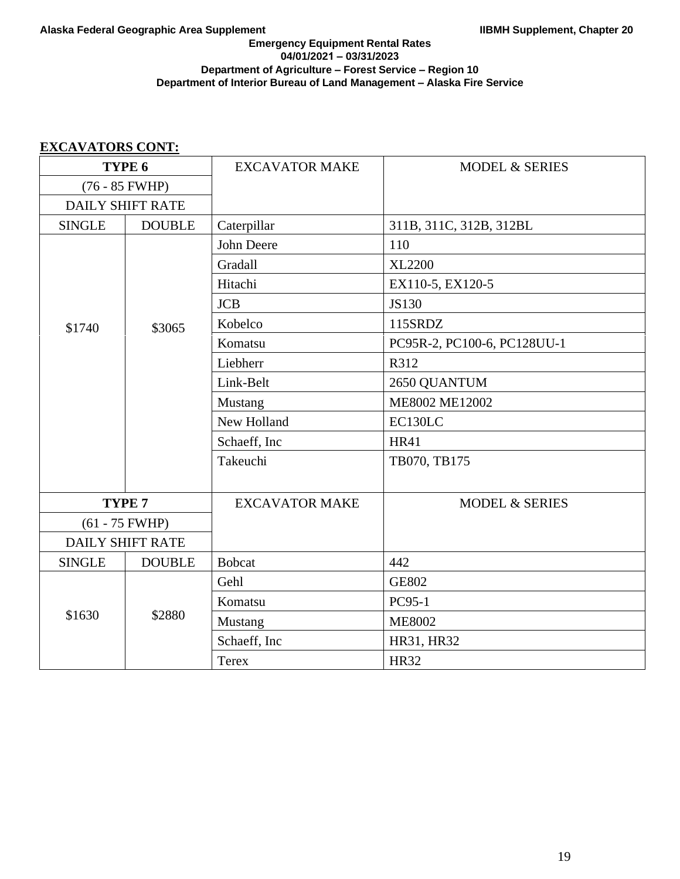**EXCAVATORS CONT:**

| TYPE 6 (76 - 85 FWHP) DAILY SHIFT RATE | | EXCAVATOR MAKE | MODEL & SERIES |
|---|---|---|---|
| SINGLE | DOUBLE | Caterpillar | 311B, 311C, 312B, 312BL |
| $1740 | $3065 | John Deere | 110 |
| | | Gradall | XL2200 |
| | | Hitachi | EX110-5, EX120-5 |
| | | JCB | JS130 |
| | | Kobelco | 115SRDZ |
| | | Komatsu | PC95R-2, PC100-6, PC128UU-1 |
| | | Liebherr | R312 |
| | | Link-Belt | 2650 QUANTUM |
| | | Mustang | ME8002 ME12002 |
| | | New Holland | EC130LC |
| | | Schaeff, Inc | HR41 |
| | | Takeuchi | TB070, TB175 |

| TYPE 7 (61 - 75 FWHP) DAILY SHIFT RATE | | EXCAVATOR MAKE | MODEL & SERIES |
|---|---|---|---|
| SINGLE | DOUBLE | Bobcat | 442 |
| $1630 | $2880 | Gehl | GE802 |
| | | Komatsu | PC95-1 |
| | | Mustang | ME8002 |
| | | Schaeff, Inc | HR31, HR32 |
| | | Terex | HR32 |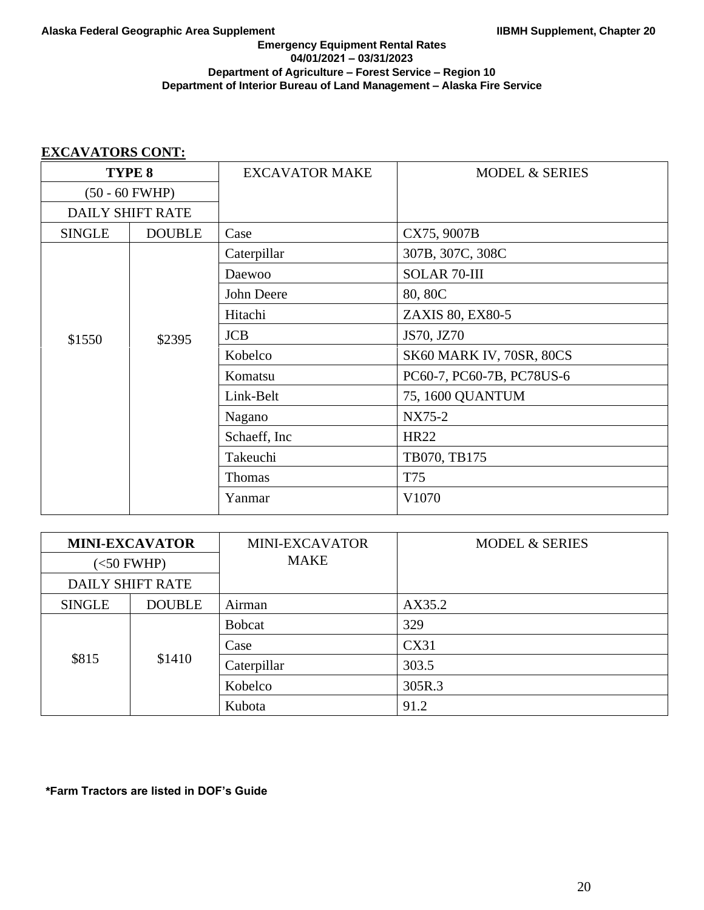**EXCAVATORS CONT:**

| TYPE 8 (50 - 60 FWHP) DAILY SHIFT RATE | | EXCAVATOR MAKE | MODEL & SERIES |
|---|---|---|---|
| SINGLE | DOUBLE | Case | CX75, 9007B |
| $1550 | $2395 | Caterpillar | 307B, 307C, 308C |
| | | Daewoo | SOLAR 70-III |
| | | John Deere | 80, 80C |
| | | Hitachi | ZAXIS 80, EX80-5 |
| | | JCB | JS70, JZ70 |
| | | Kobelco | SK60 MARK IV, 70SR, 80CS |
| | | Komatsu | PC60-7, PC60-7B, PC78US-6 |
| | | Link-Belt | 75, 1600 QUANTUM |
| | | Nagano | NX75-2 |
| | | Schaeff, Inc | HR22 |
| | | Takeuchi | TB070, TB175 |
| | | Thomas | T75 |
| | | Yanmar | V1070 |

| MINI-EXCAVATOR (<50 FWHP) DAILY SHIFT RATE | | MINI-EXCAVATOR MAKE | MODEL & SERIES |
|---|---|---|---|
| SINGLE | DOUBLE | Airman | AX35.2 |
| $815 | $1410 | Bobcat | 329 |
| | | Case | CX31 |
| | | Caterpillar | 303.5 |
| | | Kobelco | 305R.3 |
| | | Kubota | 91.2 |

***Farm Tractors are listed in DOF's Guide**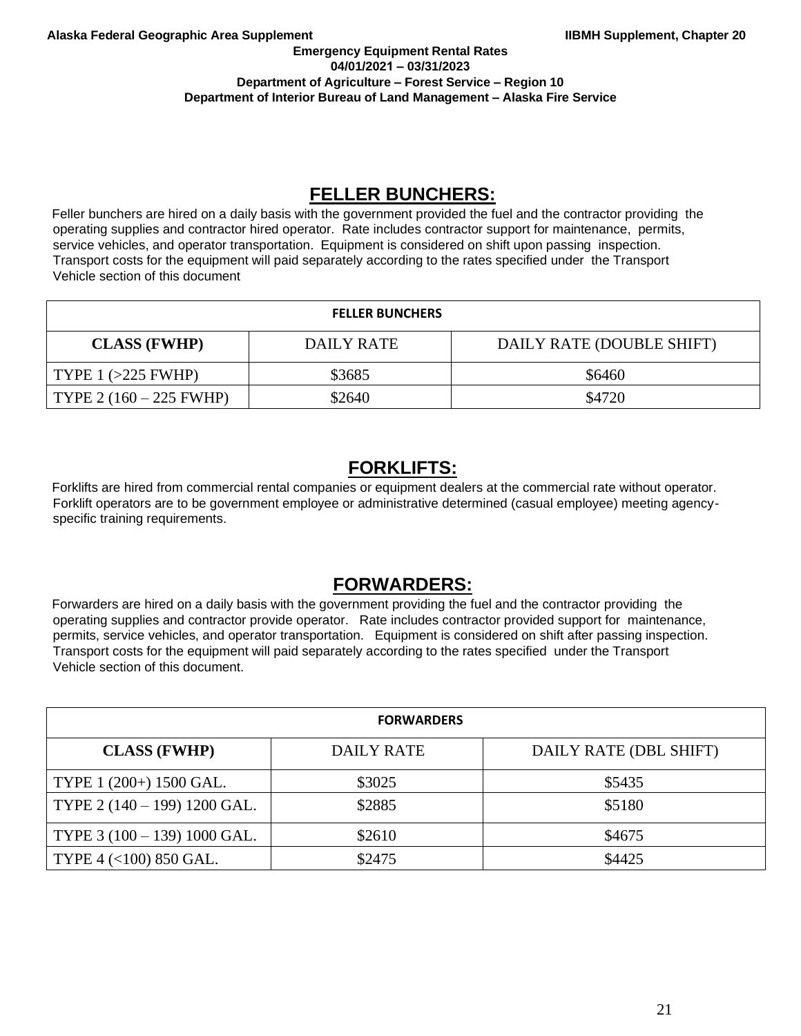## FELLER BUNCHERS:

Feller bunchers are hired on a daily basis with the government provided the fuel and the contractor providing the operating supplies and contractor hired operator. Rate includes contractor support for maintenance, permits, service vehicles, and operator transportation. Equipment is considered on shift upon passing inspection. Transport costs for the equipment will paid separately according to the rates specified under the Transport Vehicle section of this document

| FELLER BUNCHERS | | |
|---|---|---|
| **CLASS (FWHP)** | DAILY RATE | DAILY RATE (DOUBLE SHIFT) |
| TYPE 1 (>225 FWHP) | $3685 | $6460 |
| TYPE 2 (160 – 225 FWHP) | $2640 | $4720 |

## FORKLIFTS:

Forklifts are hired from commercial rental companies or equipment dealers at the commercial rate without operator. Forklift operators are to be government employee or administrative determined (casual employee) meeting agency-specific training requirements.

## FORWARDERS:

Forwarders are hired on a daily basis with the government providing the fuel and the contractor providing the operating supplies and contractor provide operator. Rate includes contractor provided support for maintenance, permits, service vehicles, and operator transportation. Equipment is considered on shift after passing inspection. Transport costs for the equipment will paid separately according to the rates specified under the Transport Vehicle section of this document.

| FORWARDERS | | |
|---|---|---|
| **CLASS (FWHP)** | DAILY RATE | DAILY RATE (DBL SHIFT) |
| TYPE 1 (200+) 1500 GAL. | $3025 | $5435 |
| TYPE 2 (140 – 199) 1200 GAL. | $2885 | $5180 |
| TYPE 3 (100 – 139) 1000 GAL. | $2610 | $4675 |
| TYPE 4 (<100) 850 GAL. | $2475 | $4425 |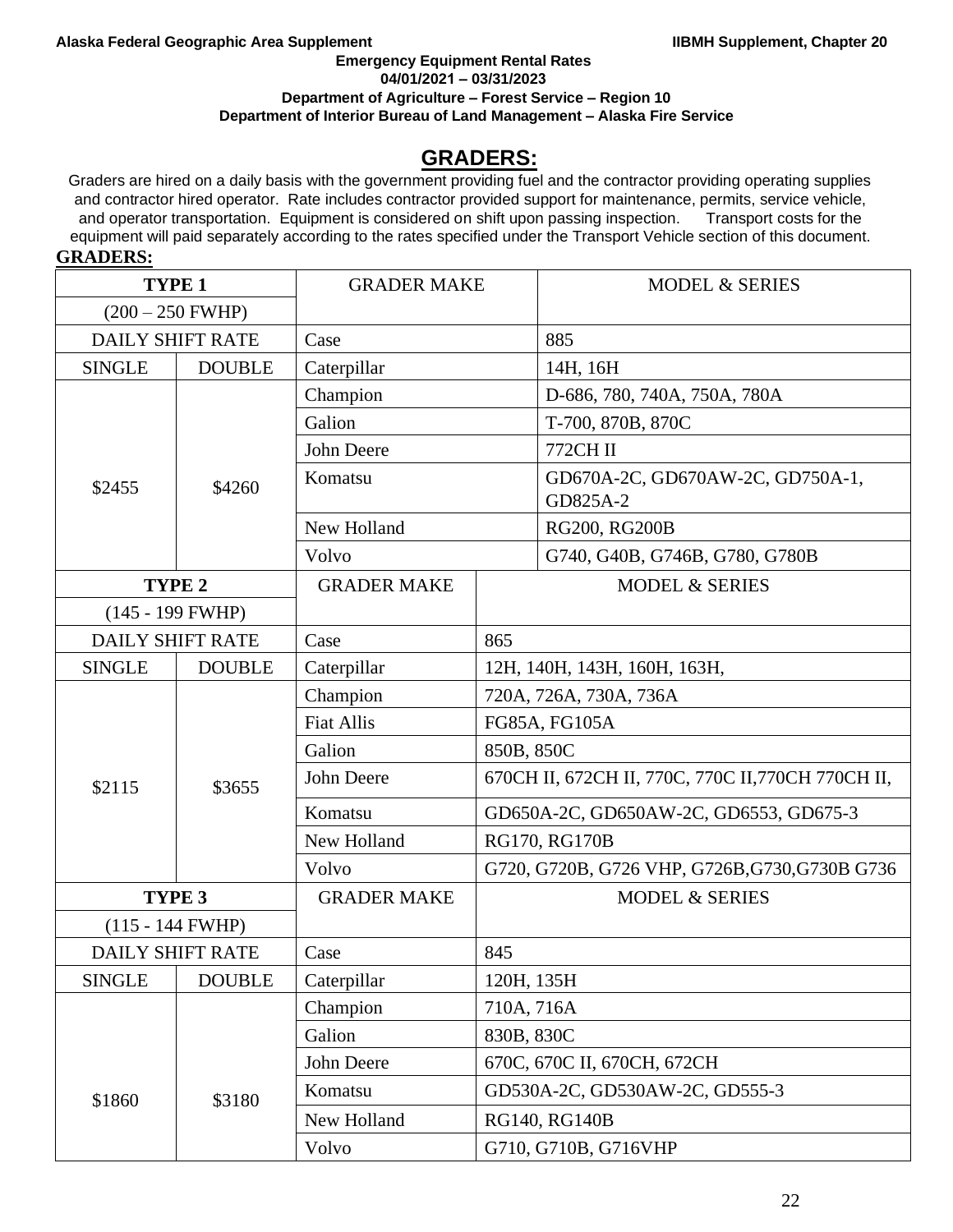**Emergency Equipment Rental Rates**
**04/01/2021 – 03/31/2023**
**Department of Agriculture – Forest Service – Region 10**
**Department of Interior Bureau of Land Management – Alaska Fire Service**

# GRADERS:

Graders are hired on a daily basis with the government providing fuel and the contractor providing operating supplies and contractor hired operator. Rate includes contractor provided support for maintenance, permits, service vehicle, and operator transportation. Equipment is considered on shift upon passing inspection. Transport costs for the equipment will paid separately according to the rates specified under the Transport Vehicle section of this document.

**GRADERS:**

| TYPE 1 (200 – 250 FWHP) | | GRADER MAKE | MODEL & SERIES |
|---|---|---|---|
| DAILY SHIFT RATE | | Case | 885 |
| SINGLE | DOUBLE | Caterpillar | 14H, 16H |
| $2455 | $4260 | Champion | D-686, 780, 740A, 750A, 780A |
| | | Galion | T-700, 870B, 870C |
| | | John Deere | 772CH II |
| | | Komatsu | GD670A-2C, GD670AW-2C, GD750A-1, GD825A-2 |
| | | New Holland | RG200, RG200B |
| | | Volvo | G740, G40B, G746B, G780, G780B |
| **TYPE 2** (145 - 199 FWHP) | | GRADER MAKE | MODEL & SERIES |
| DAILY SHIFT RATE | | Case | 865 |
| SINGLE | DOUBLE | Caterpillar | 12H, 140H, 143H, 160H, 163H, |
| $2115 | $3655 | Champion | 720A, 726A, 730A, 736A |
| | | Fiat Allis | FG85A, FG105A |
| | | Galion | 850B, 850C |
| | | John Deere | 670CH II, 672CH II, 770C, 770C II,770CH 770CH II, |
| | | Komatsu | GD650A-2C, GD650AW-2C, GD6553, GD675-3 |
| | | New Holland | RG170, RG170B |
| | | Volvo | G720, G720B, G726 VHP, G726B,G730,G730B G736 |
| **TYPE 3** (115 - 144 FWHP) | | GRADER MAKE | MODEL & SERIES |
| DAILY SHIFT RATE | | Case | 845 |
| SINGLE | DOUBLE | Caterpillar | 120H, 135H |
| $1860 | $3180 | Champion | 710A, 716A |
| | | Galion | 830B, 830C |
| | | John Deere | 670C, 670C II, 670CH, 672CH |
| | | Komatsu | GD530A-2C, GD530AW-2C, GD555-3 |
| | | New Holland | RG140, RG140B |
| | | Volvo | G710, G710B, G716VHP |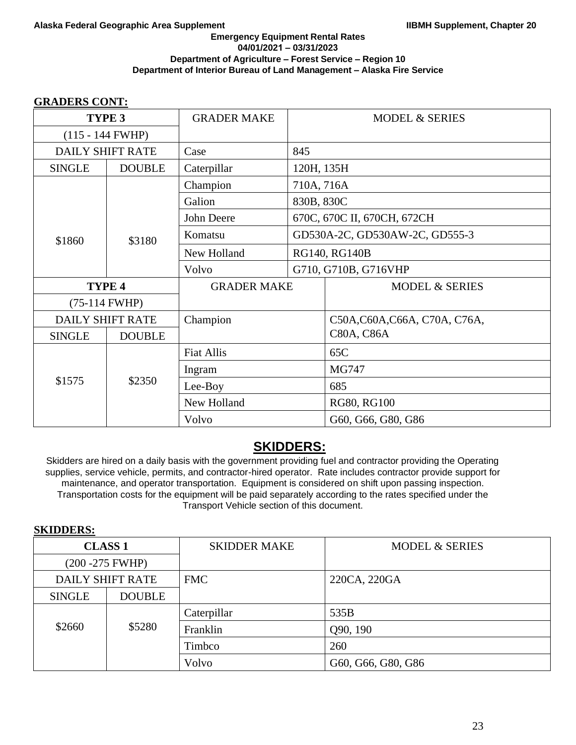**GRADERS CONT:**

| TYPE 3 | | GRADER MAKE | MODEL & SERIES |
|---|---|---|---|
| (115 - 144 FWHP) | | | |
| DAILY SHIFT RATE | | Case | 845 |
| SINGLE | DOUBLE | Caterpillar | 120H, 135H |
| $1860 | $3180 | Champion | 710A, 716A |
| | | Galion | 830B, 830C |
| | | John Deere | 670C, 670C II, 670CH, 672CH |
| | | Komatsu | GD530A-2C, GD530AW-2C, GD555-3 |
| | | New Holland | RG140, RG140B |
| | | Volvo | G710, G710B, G716VHP |

| TYPE 4 | | GRADER MAKE | MODEL & SERIES |
|---|---|---|---|
| (75-114 FWHP) | | | |
| DAILY SHIFT RATE | | Champion | C50A,C60A,C66A, C70A, C76A, C80A, C86A |
| SINGLE | DOUBLE | | |
| $1575 | $2350 | Fiat Allis | 65C |
| | | Ingram | MG747 |
| | | Lee-Boy | 685 |
| | | New Holland | RG80, RG100 |
| | | Volvo | G60, G66, G80, G86 |

## SKIDDERS:

Skidders are hired on a daily basis with the government providing fuel and contractor providing the Operating supplies, service vehicle, permits, and contractor-hired operator. Rate includes contractor provide support for maintenance, and operator transportation. Equipment is considered on shift upon passing inspection. Transportation costs for the equipment will be paid separately according to the rates specified under the Transport Vehicle section of this document.

**SKIDDERS:**

| CLASS 1 | | SKIDDER MAKE | MODEL & SERIES |
|---|---|---|---|
| (200 -275 FWHP) | | | |
| DAILY SHIFT RATE | | FMC | 220CA, 220GA |
| SINGLE | DOUBLE | | |
| $2660 | $5280 | Caterpillar | 535B |
| | | Franklin | Q90, 190 |
| | | Timbco | 260 |
| | | Volvo | G60, G66, G80, G86 |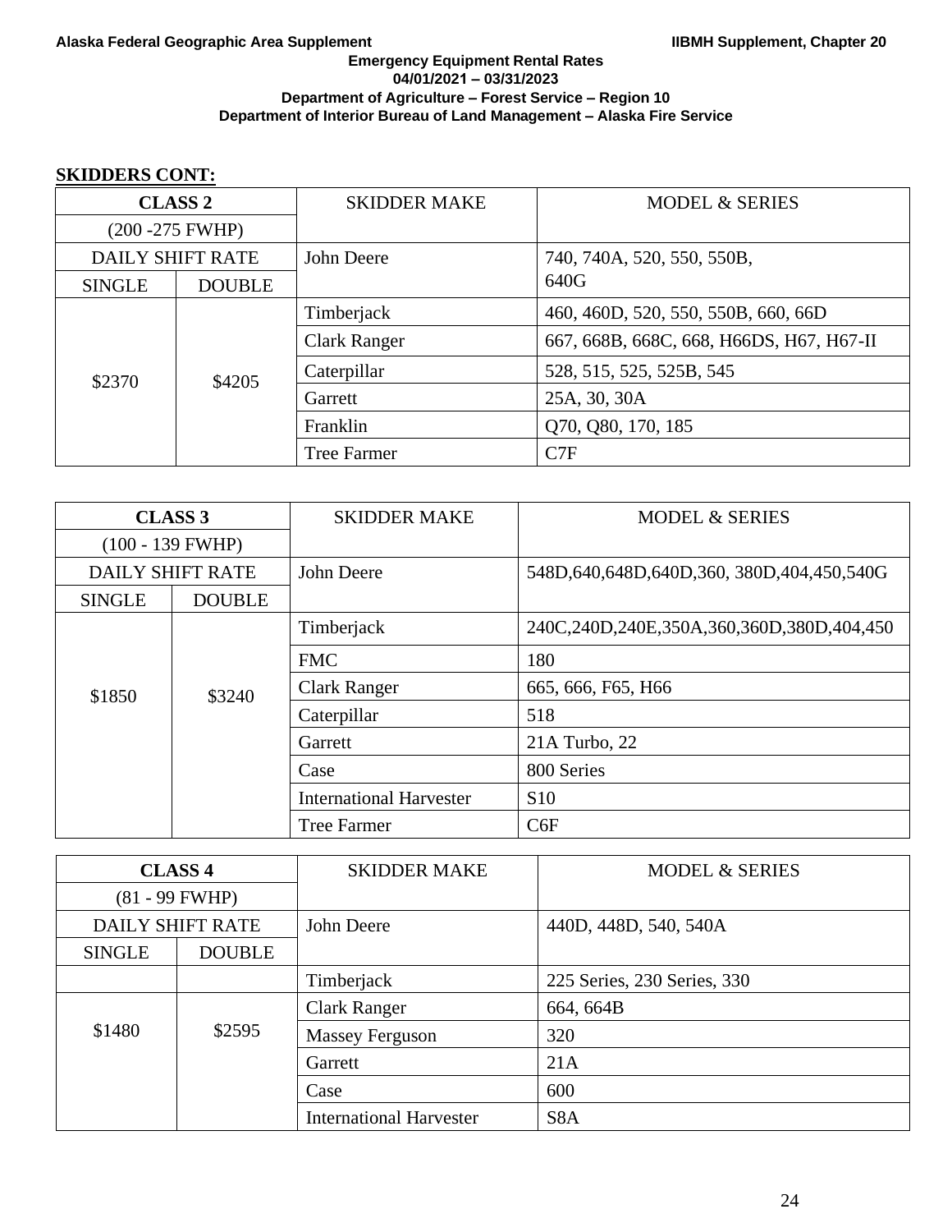**SKIDDERS CONT:**

| CLASS 2 (200 -275 FWHP) | | SKIDDER MAKE | MODEL & SERIES |
|---|---|---|---|
| DAILY SHIFT RATE | | | |
| SINGLE | DOUBLE | | |
| $2370 | $4205 | John Deere | 740, 740A, 520, 550, 550B, 640G |
| | | Timberjack | 460, 460D, 520, 550, 550B, 660, 66D |
| | | Clark Ranger | 667, 668B, 668C, 668, H66DS, H67, H67-II |
| | | Caterpillar | 528, 515, 525, 525B, 545 |
| | | Garrett | 25A, 30, 30A |
| | | Franklin | Q70, Q80, 170, 185 |
| | | Tree Farmer | C7F |

| CLASS 3 (100 - 139 FWHP) | | SKIDDER MAKE | MODEL & SERIES |
|---|---|---|---|
| DAILY SHIFT RATE | | | |
| SINGLE | DOUBLE | | |
| $1850 | $3240 | John Deere | 548D,640,648D,640D,360, 380D,404,450,540G |
| | | Timberjack | 240C,240D,240E,350A,360,360D,380D,404,450 |
| | | FMC | 180 |
| | | Clark Ranger | 665, 666, F65, H66 |
| | | Caterpillar | 518 |
| | | Garrett | 21A Turbo, 22 |
| | | Case | 800 Series |
| | | International Harvester | S10 |
| | | Tree Farmer | C6F |

| CLASS 4 (81 - 99 FWHP) | | SKIDDER MAKE | MODEL & SERIES |
|---|---|---|---|
| DAILY SHIFT RATE | | | |
| SINGLE | DOUBLE | | |
| $1480 | $2595 | John Deere | 440D, 448D, 540, 540A |
| | | Timberjack | 225 Series, 230 Series, 330 |
| | | Clark Ranger | 664, 664B |
| | | Massey Ferguson | 320 |
| | | Garrett | 21A |
| | | Case | 600 |
| | | International Harvester | S8A |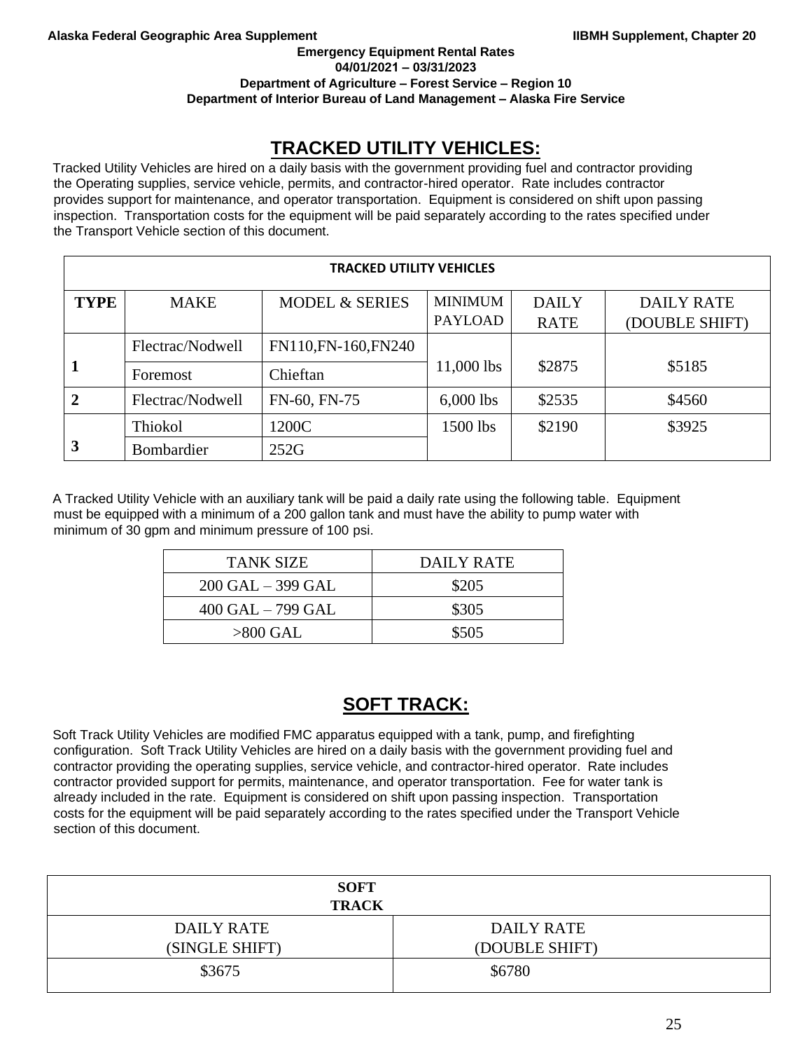Emergency Equipment Rental Rates
04/01/2021 – 03/31/2023
Department of Agriculture – Forest Service – Region 10
Department of Interior Bureau of Land Management – Alaska Fire Service

# TRACKED UTILITY VEHICLES:

Tracked Utility Vehicles are hired on a daily basis with the government providing fuel and contractor providing the Operating supplies, service vehicle, permits, and contractor-hired operator. Rate includes contractor provides support for maintenance, and operator transportation. Equipment is considered on shift upon passing inspection. Transportation costs for the equipment will be paid separately according to the rates specified under the Transport Vehicle section of this document.

| TRACKED UTILITY VEHICLES | | | | | |
|---|---|---|---|---|---|
| **TYPE** | MAKE | MODEL & SERIES | MINIMUM PAYLOAD | DAILY RATE | DAILY RATE (DOUBLE SHIFT) |
| **1** | Flectrac/Nodwell | FN110,FN-160,FN240 | 11,000 lbs | $2875 | $5185 |
| | Foremost | Chieftan | | | |
| **2** | Flectrac/Nodwell | FN-60, FN-75 | 6,000 lbs | $2535 | $4560 |
| **3** | Thiokol | 1200C | 1500 lbs | $2190 | $3925 |
| | Bombardier | 252G | | | |

A Tracked Utility Vehicle with an auxiliary tank will be paid a daily rate using the following table. Equipment must be equipped with a minimum of a 200 gallon tank and must have the ability to pump water with minimum of 30 gpm and minimum pressure of 100 psi.

| TANK SIZE | DAILY RATE |
|---|---|
| 200 GAL – 399 GAL | $205 |
| 400 GAL – 799 GAL | $305 |
| >800 GAL | $505 |

# SOFT TRACK:

Soft Track Utility Vehicles are modified FMC apparatus equipped with a tank, pump, and firefighting configuration. Soft Track Utility Vehicles are hired on a daily basis with the government providing fuel and contractor providing the operating supplies, service vehicle, and contractor-hired operator. Rate includes contractor provided support for permits, maintenance, and operator transportation. Fee for water tank is already included in the rate. Equipment is considered on shift upon passing inspection. Transportation costs for the equipment will be paid separately according to the rates specified under the Transport Vehicle section of this document.

| **SOFT TRACK** | |
|---|---|
| DAILY RATE (SINGLE SHIFT) | DAILY RATE (DOUBLE SHIFT) |
| $3675 | $6780 |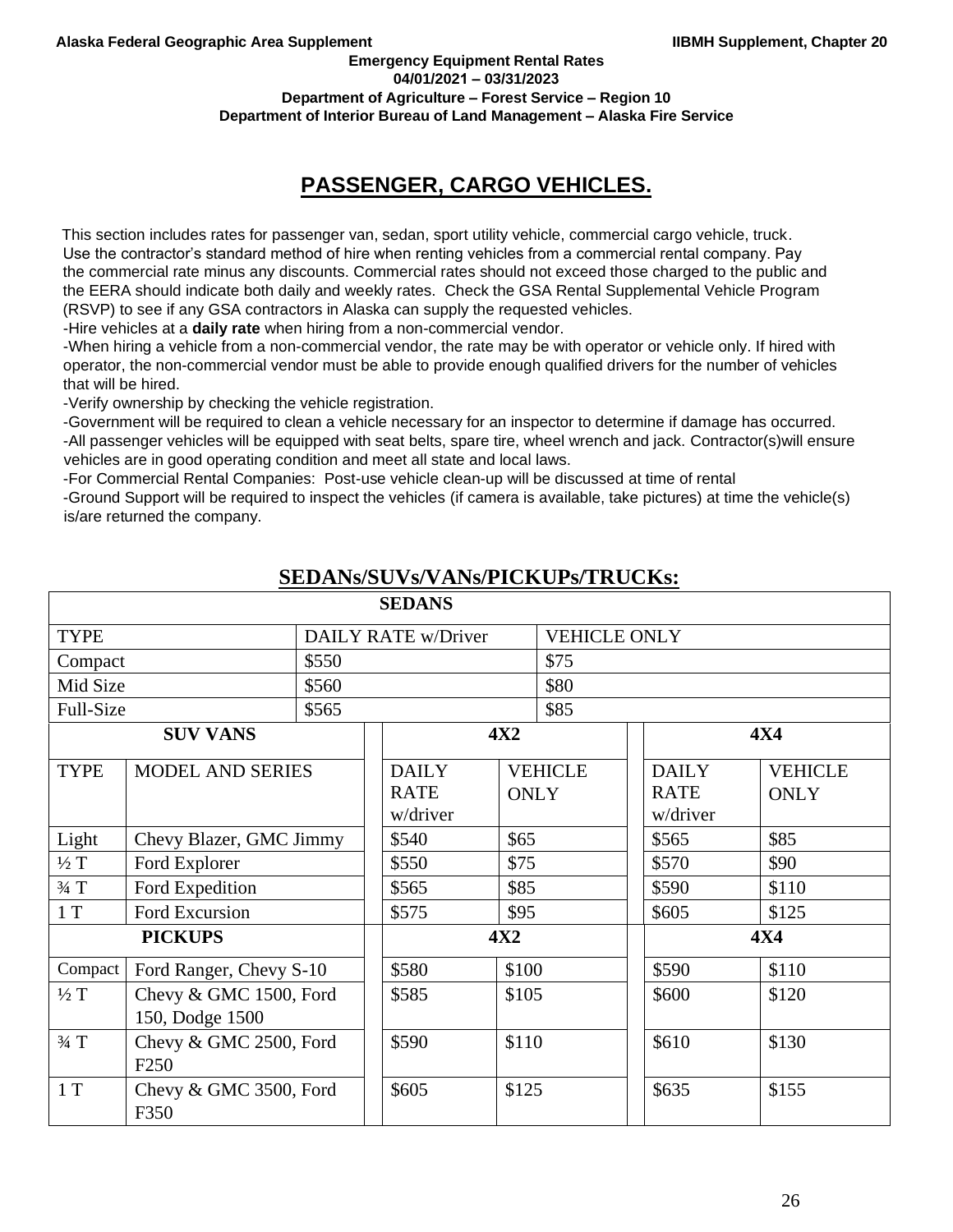Emergency Equipment Rental Rates
04/01/2021 – 03/31/2023
Department of Agriculture – Forest Service – Region 10
Department of Interior Bureau of Land Management – Alaska Fire Service

# PASSENGER, CARGO VEHICLES.

This section includes rates for passenger van, sedan, sport utility vehicle, commercial cargo vehicle, truck. Use the contractor's standard method of hire when renting vehicles from a commercial rental company. Pay the commercial rate minus any discounts. Commercial rates should not exceed those charged to the public and the EERA should indicate both daily and weekly rates. Check the GSA Rental Supplemental Vehicle Program (RSVP) to see if any GSA contractors in Alaska can supply the requested vehicles.

-Hire vehicles at a **daily rate** when hiring from a non-commercial vendor.

-When hiring a vehicle from a non-commercial vendor, the rate may be with operator or vehicle only. If hired with operator, the non-commercial vendor must be able to provide enough qualified drivers for the number of vehicles that will be hired.

-Verify ownership by checking the vehicle registration.

-Government will be required to clean a vehicle necessary for an inspector to determine if damage has occurred.

-All passenger vehicles will be equipped with seat belts, spare tire, wheel wrench and jack. Contractor(s)will ensure vehicles are in good operating condition and meet all state and local laws.

-For Commercial Rental Companies: Post-use vehicle clean-up will be discussed at time of rental

-Ground Support will be required to inspect the vehicles (if camera is available, take pictures) at time the vehicle(s) is/are returned the company.

## SEDANs/SUVs/VANs/PICKUPs/TRUCKs:

**SEDANS**

| TYPE | DAILY RATE w/Driver | VEHICLE ONLY |
|---|---|---|
| Compact | $550 | $75 |
| Mid Size | $560 | $80 |
| Full-Size | $565 | $85 |

| SUV VANS | | 4X2 | | 4X4 | |
|---|---|---|---|---|---|
| TYPE | MODEL AND SERIES | DAILY RATE w/driver | VEHICLE ONLY | DAILY RATE w/driver | VEHICLE ONLY |
| Light | Chevy Blazer, GMC Jimmy | $540 | $65 | $565 | $85 |
| ½ T | Ford Explorer | $550 | $75 | $570 | $90 |
| ¾ T | Ford Expedition | $565 | $85 | $590 | $110 |
| 1 T | Ford Excursion | $575 | $95 | $605 | $125 |
| **PICKUPS** | | **4X2** | | **4X4** | |
| Compact | Ford Ranger, Chevy S-10 | $580 | $100 | $590 | $110 |
| ½ T | Chevy & GMC 1500, Ford 150, Dodge 1500 | $585 | $105 | $600 | $120 |
| ¾ T | Chevy & GMC 2500, Ford F250 | $590 | $110 | $610 | $130 |
| 1 T | Chevy & GMC 3500, Ford F350 | $605 | $125 | $635 | $155 |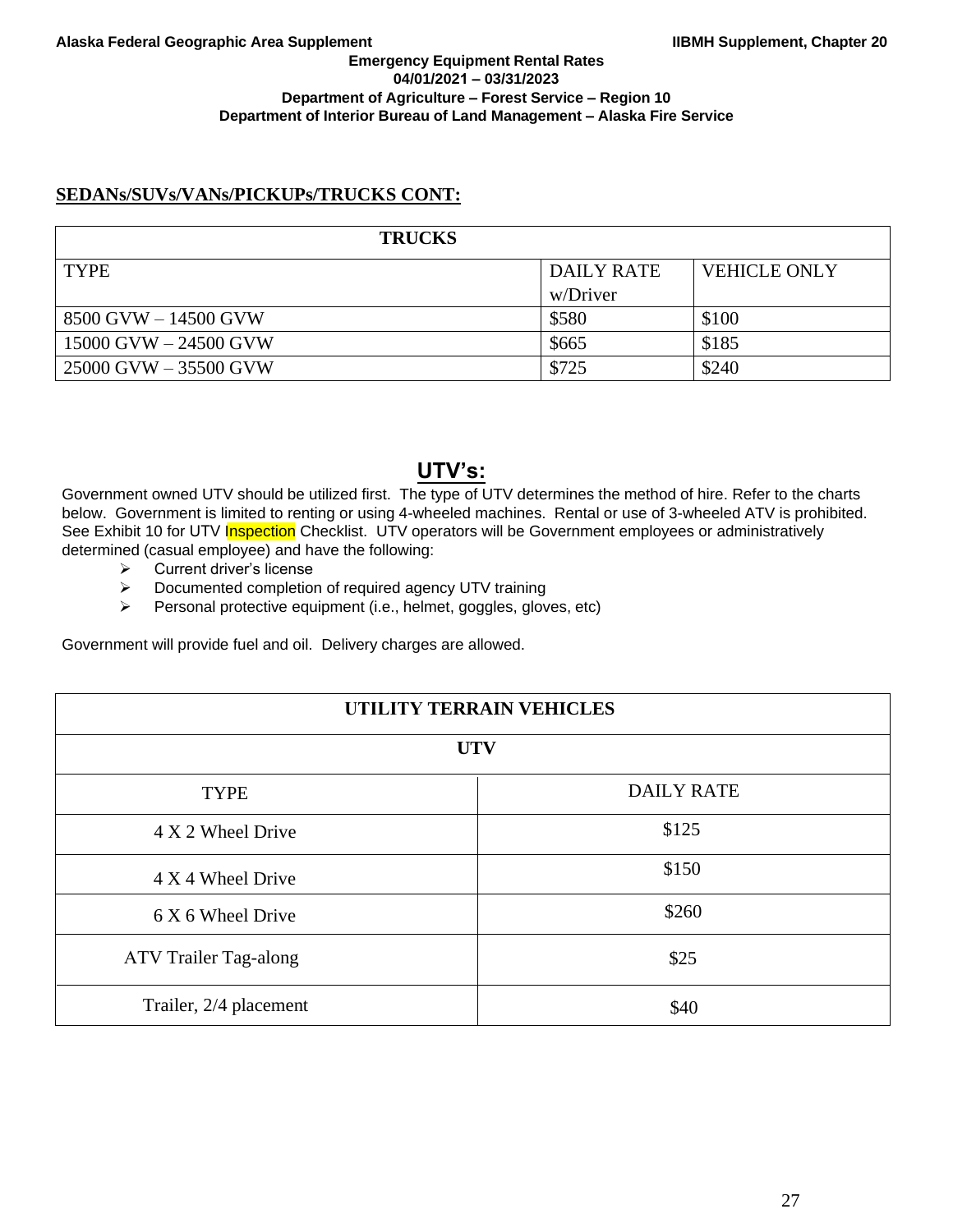## SEDANs/SUVs/VANs/PICKUPs/TRUCKS CONT:

| TRUCKS | | |
|---|---|---|
| TYPE | DAILY RATE w/Driver | VEHICLE ONLY |
| 8500 GVW – 14500 GVW | $580 | $100 |
| 15000 GVW – 24500 GVW | $665 | $185 |
| 25000 GVW – 35500 GVW | $725 | $240 |

## UTV's:

Government owned UTV should be utilized first. The type of UTV determines the method of hire. Refer to the charts below. Government is limited to renting or using 4-wheeled machines. Rental or use of 3-wheeled ATV is prohibited. See Exhibit 10 for UTV Inspection Checklist. UTV operators will be Government employees or administratively determined (casual employee) and have the following:

- Current driver's license
- Documented completion of required agency UTV training
- Personal protective equipment (i.e., helmet, goggles, gloves, etc)

Government will provide fuel and oil. Delivery charges are allowed.

| UTILITY TERRAIN VEHICLES | |
|---|---|
| UTV | |
| TYPE | DAILY RATE |
| 4 X 2 Wheel Drive | $125 |
| 4 X 4 Wheel Drive | $150 |
| 6 X 6 Wheel Drive | $260 |
| ATV Trailer Tag-along | $25 |
| Trailer, 2/4 placement | $40 |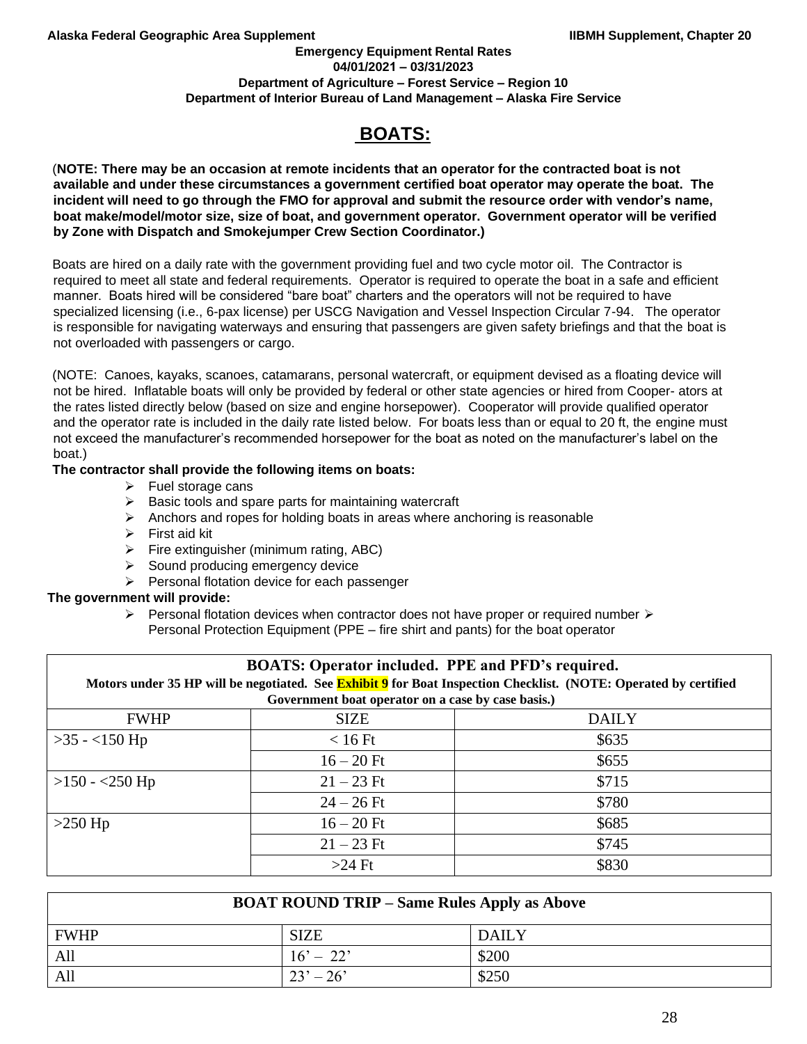**Emergency Equipment Rental Rates**
**04/01/2021 – 03/31/2023**
**Department of Agriculture – Forest Service – Region 10**
**Department of Interior Bureau of Land Management – Alaska Fire Service**

# BOATS:

(**NOTE: There may be an occasion at remote incidents that an operator for the contracted boat is not available and under these circumstances a government certified boat operator may operate the boat. The incident will need to go through the FMO for approval and submit the resource order with vendor's name, boat make/model/motor size, size of boat, and government operator. Government operator will be verified by Zone with Dispatch and Smokejumper Crew Section Coordinator.)**

Boats are hired on a daily rate with the government providing fuel and two cycle motor oil. The Contractor is required to meet all state and federal requirements. Operator is required to operate the boat in a safe and efficient manner. Boats hired will be considered "bare boat" charters and the operators will not be required to have specialized licensing (i.e., 6-pax license) per USCG Navigation and Vessel Inspection Circular 7-94. The operator is responsible for navigating waterways and ensuring that passengers are given safety briefings and that the boat is not overloaded with passengers or cargo.

(NOTE: Canoes, kayaks, scanoes, catamarans, personal watercraft, or equipment devised as a floating device will not be hired. Inflatable boats will only be provided by federal or other state agencies or hired from Cooper- ators at the rates listed directly below (based on size and engine horsepower). Cooperator will provide qualified operator and the operator rate is included in the daily rate listed below. For boats less than or equal to 20 ft, the engine must not exceed the manufacturer's recommended horsepower for the boat as noted on the manufacturer's label on the boat.)

**The contractor shall provide the following items on boats:**

- Fuel storage cans
- Basic tools and spare parts for maintaining watercraft
- Anchors and ropes for holding boats in areas where anchoring is reasonable
- First aid kit
- Fire extinguisher (minimum rating, ABC)
- Sound producing emergency device
- Personal flotation device for each passenger

**The government will provide:**

- Personal flotation devices when contractor does not have proper or required number
- Personal Protection Equipment (PPE – fire shirt and pants) for the boat operator

| **BOATS: Operator included. PPE and PFD's required.** Motors under 35 HP will be negotiated. See Exhibit 9 for Boat Inspection Checklist. (NOTE: Operated by certified Government boat operator on a case by case basis.) | | |
|---|---|---|
| FWHP | SIZE | DAILY |
| >35 - <150 Hp | < 16 Ft | $635 |
| | 16 – 20 Ft | $655 |
| >150 - <250 Hp | 21 – 23 Ft | $715 |
| | 24 – 26 Ft | $780 |
| >250 Hp | 16 – 20 Ft | $685 |
| | 21 – 23 Ft | $745 |
| | >24 Ft | $830 |

| **BOAT ROUND TRIP – Same Rules Apply as Above** | | |
|---|---|---|
| FWHP | SIZE | DAILY |
| All | 16' – 22' | $200 |
| All | 23' – 26' | $250 |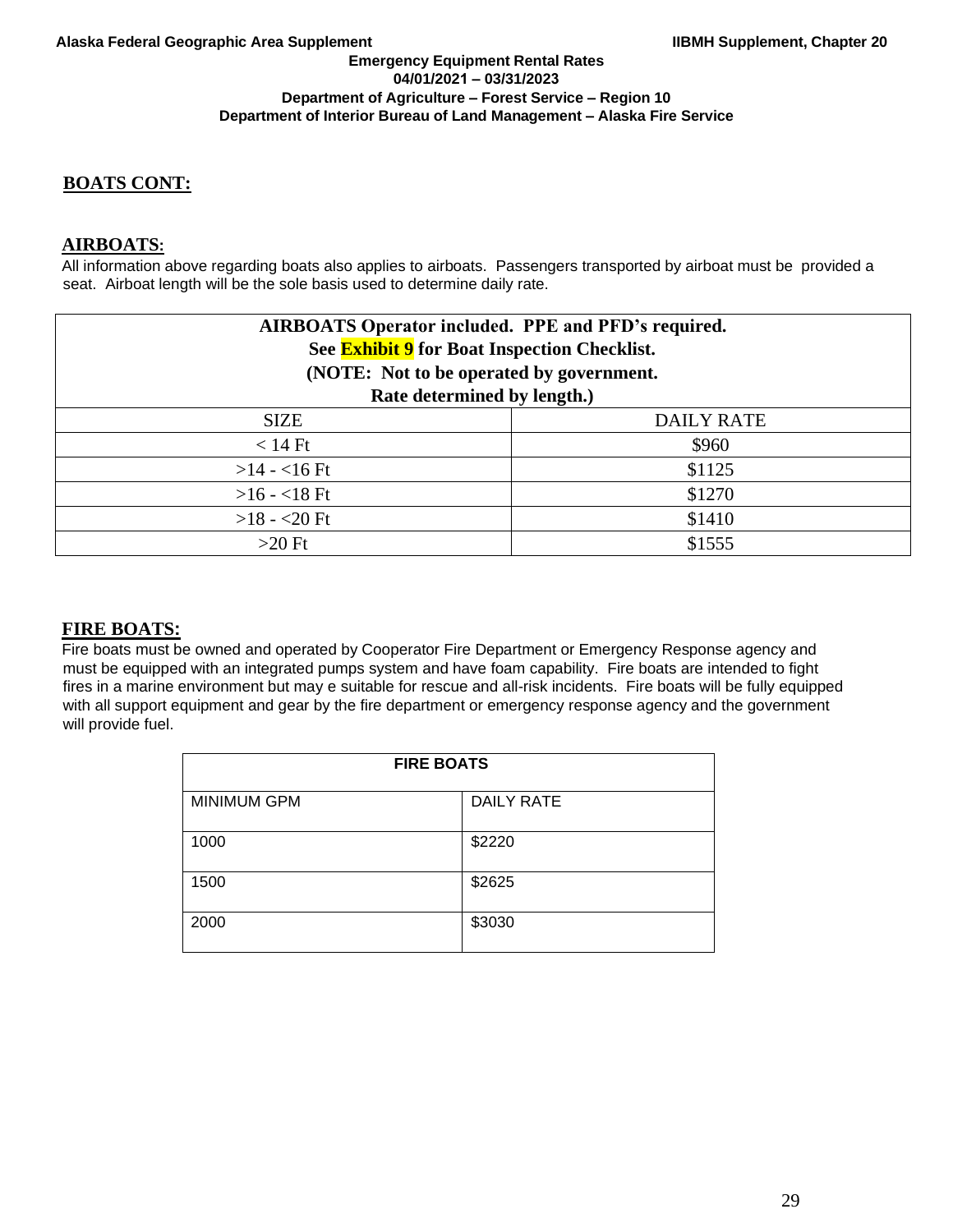## BOATS CONT:

### AIRBOATS:

All information above regarding boats also applies to airboats. Passengers transported by airboat must be provided a seat. Airboat length will be the sole basis used to determine daily rate.

| AIRBOATS Operator included. PPE and PFD's required. See Exhibit 9 for Boat Inspection Checklist. (NOTE: Not to be operated by government. Rate determined by length.) | |
|---|---|
| SIZE | DAILY RATE |
| < 14 Ft | $960 |
| >14 - <16 Ft | $1125 |
| >16 - <18 Ft | $1270 |
| >18 - <20 Ft | $1410 |
| >20 Ft | $1555 |

### FIRE BOATS:

Fire boats must be owned and operated by Cooperator Fire Department or Emergency Response agency and must be equipped with an integrated pumps system and have foam capability. Fire boats are intended to fight fires in a marine environment but may e suitable for rescue and all-risk incidents. Fire boats will be fully equipped with all support equipment and gear by the fire department or emergency response agency and the government will provide fuel.

| FIRE BOATS | |
|---|---|
| MINIMUM GPM | DAILY RATE |
| 1000 | $2220 |
| 1500 | $2625 |
| 2000 | $3030 |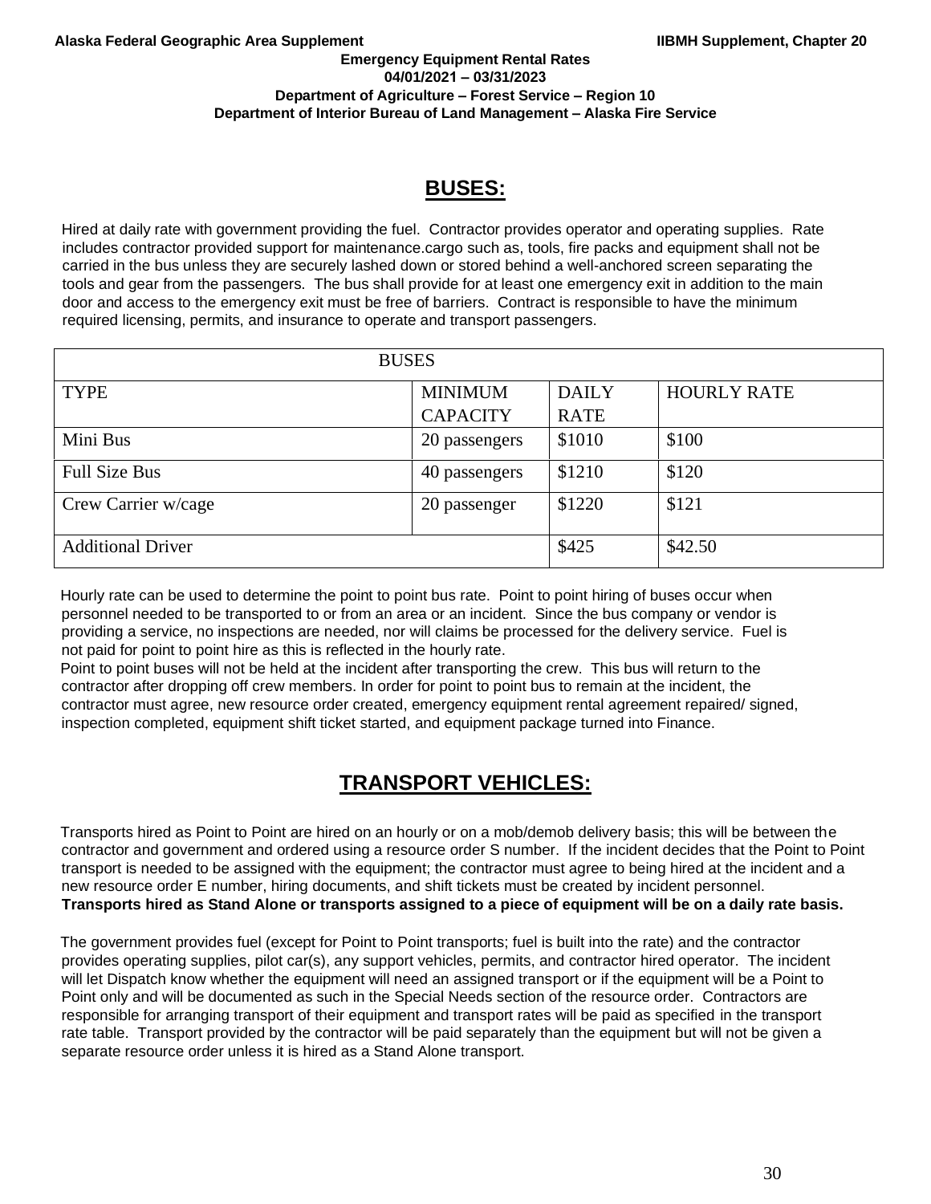**Emergency Equipment Rental Rates**
**04/01/2021 – 03/31/2023**
**Department of Agriculture – Forest Service – Region 10**
**Department of Interior Bureau of Land Management – Alaska Fire Service**

## BUSES:

Hired at daily rate with government providing the fuel. Contractor provides operator and operating supplies. Rate includes contractor provided support for maintenance.cargo such as, tools, fire packs and equipment shall not be carried in the bus unless they are securely lashed down or stored behind a well-anchored screen separating the tools and gear from the passengers. The bus shall provide for at least one emergency exit in addition to the main door and access to the emergency exit must be free of barriers. Contract is responsible to have the minimum required licensing, permits, and insurance to operate and transport passengers.

| BUSES | | | |
|---|---|---|---|
| TYPE | MINIMUM CAPACITY | DAILY RATE | HOURLY RATE |
| Mini Bus | 20 passengers | $1010 | $100 |
| Full Size Bus | 40 passengers | $1210 | $120 |
| Crew Carrier w/cage | 20 passenger | $1220 | $121 |
| Additional Driver | | $425 | $42.50 |

Hourly rate can be used to determine the point to point bus rate. Point to point hiring of buses occur when personnel needed to be transported to or from an area or an incident. Since the bus company or vendor is providing a service, no inspections are needed, nor will claims be processed for the delivery service. Fuel is not paid for point to point hire as this is reflected in the hourly rate.

Point to point buses will not be held at the incident after transporting the crew. This bus will return to the contractor after dropping off crew members. In order for point to point bus to remain at the incident, the contractor must agree, new resource order created, emergency equipment rental agreement repaired/ signed, inspection completed, equipment shift ticket started, and equipment package turned into Finance.

## TRANSPORT VEHICLES:

Transports hired as Point to Point are hired on an hourly or on a mob/demob delivery basis; this will be between the contractor and government and ordered using a resource order S number. If the incident decides that the Point to Point transport is needed to be assigned with the equipment; the contractor must agree to being hired at the incident and a new resource order E number, hiring documents, and shift tickets must be created by incident personnel. **Transports hired as Stand Alone or transports assigned to a piece of equipment will be on a daily rate basis.**

The government provides fuel (except for Point to Point transports; fuel is built into the rate) and the contractor provides operating supplies, pilot car(s), any support vehicles, permits, and contractor hired operator. The incident will let Dispatch know whether the equipment will need an assigned transport or if the equipment will be a Point to Point only and will be documented as such in the Special Needs section of the resource order. Contractors are responsible for arranging transport of their equipment and transport rates will be paid as specified in the transport rate table. Transport provided by the contractor will be paid separately than the equipment but will not be given a separate resource order unless it is hired as a Stand Alone transport.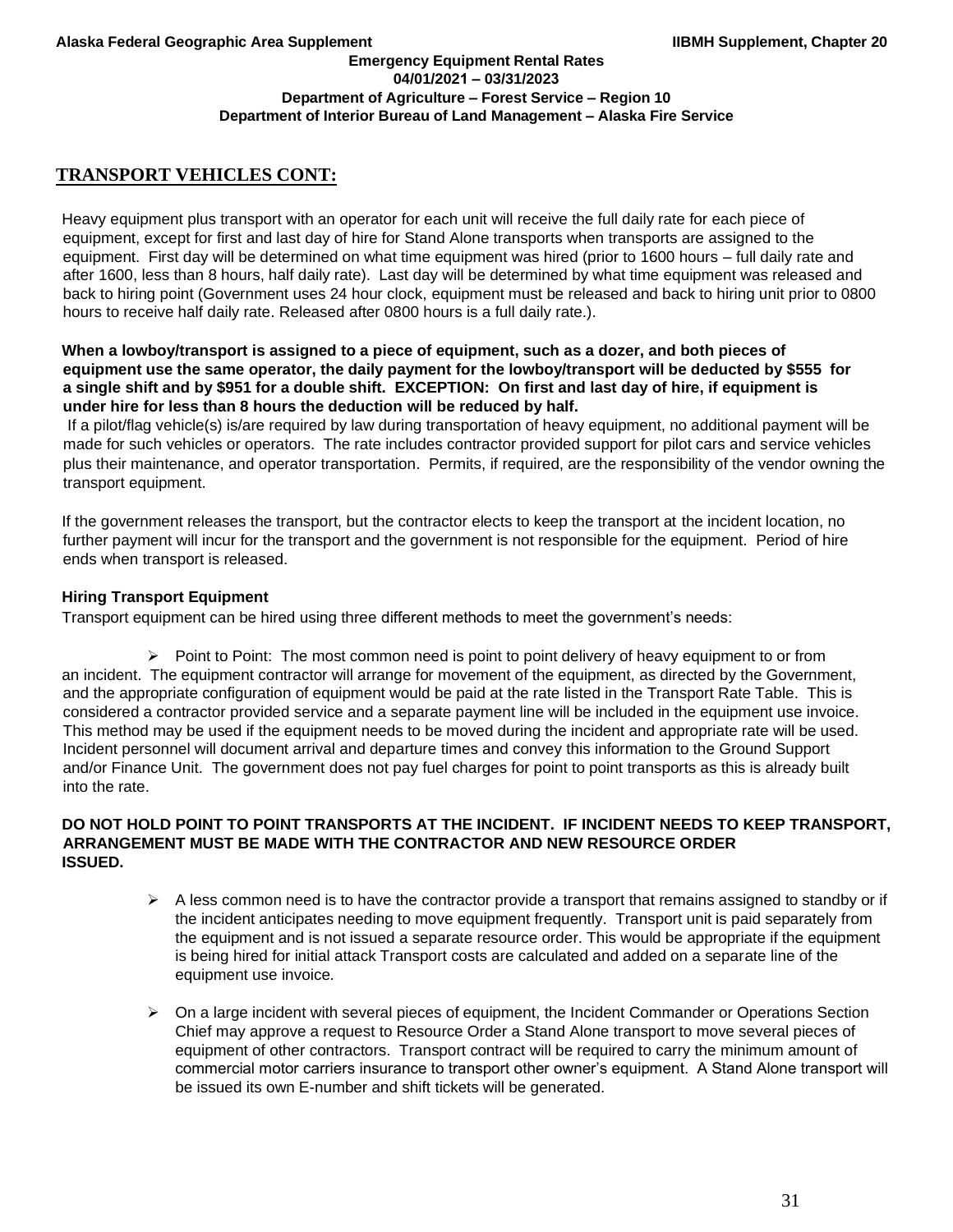## TRANSPORT VEHICLES CONT:

Heavy equipment plus transport with an operator for each unit will receive the full daily rate for each piece of equipment, except for first and last day of hire for Stand Alone transports when transports are assigned to the equipment. First day will be determined on what time equipment was hired (prior to 1600 hours – full daily rate and after 1600, less than 8 hours, half daily rate). Last day will be determined by what time equipment was released and back to hiring point (Government uses 24 hour clock, equipment must be released and back to hiring unit prior to 0800 hours to receive half daily rate. Released after 0800 hours is a full daily rate.).

**When a lowboy/transport is assigned to a piece of equipment, such as a dozer, and both pieces of equipment use the same operator, the daily payment for the lowboy/transport will be deducted by $555 for a single shift and by $951 for a double shift. EXCEPTION: On first and last day of hire, if equipment is under hire for less than 8 hours the deduction will be reduced by half.**

If a pilot/flag vehicle(s) is/are required by law during transportation of heavy equipment, no additional payment will be made for such vehicles or operators. The rate includes contractor provided support for pilot cars and service vehicles plus their maintenance, and operator transportation. Permits, if required, are the responsibility of the vendor owning the transport equipment.

If the government releases the transport, but the contractor elects to keep the transport at the incident location, no further payment will incur for the transport and the government is not responsible for the equipment. Period of hire ends when transport is released.

**Hiring Transport Equipment**

Transport equipment can be hired using three different methods to meet the government's needs:

- Point to Point: The most common need is point to point delivery of heavy equipment to or from an incident. The equipment contractor will arrange for movement of the equipment, as directed by the Government, and the appropriate configuration of equipment would be paid at the rate listed in the Transport Rate Table. This is considered a contractor provided service and a separate payment line will be included in the equipment use invoice. This method may be used if the equipment needs to be moved during the incident and appropriate rate will be used. Incident personnel will document arrival and departure times and convey this information to the Ground Support and/or Finance Unit. The government does not pay fuel charges for point to point transports as this is already built into the rate.

**DO NOT HOLD POINT TO POINT TRANSPORTS AT THE INCIDENT. IF INCIDENT NEEDS TO KEEP TRANSPORT, ARRANGEMENT MUST BE MADE WITH THE CONTRACTOR AND NEW RESOURCE ORDER ISSUED.**

- A less common need is to have the contractor provide a transport that remains assigned to standby or if the incident anticipates needing to move equipment frequently. Transport unit is paid separately from the equipment and is not issued a separate resource order. This would be appropriate if the equipment is being hired for initial attack Transport costs are calculated and added on a separate line of the equipment use invoice.
- On a large incident with several pieces of equipment, the Incident Commander or Operations Section Chief may approve a request to Resource Order a Stand Alone transport to move several pieces of equipment of other contractors. Transport contract will be required to carry the minimum amount of commercial motor carriers insurance to transport other owner's equipment. A Stand Alone transport will be issued its own E-number and shift tickets will be generated.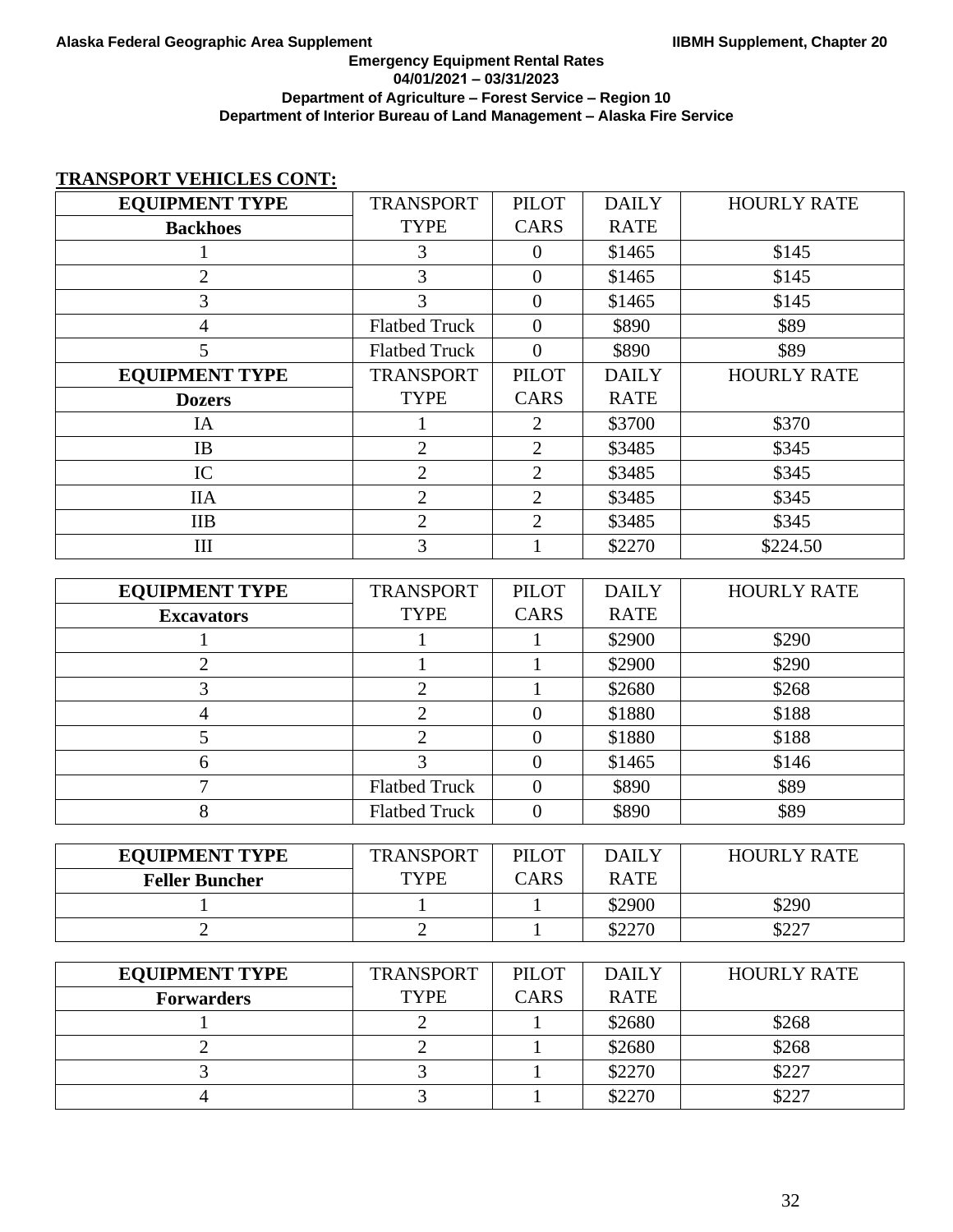Alaska Federal Geographic Area Supplement IIBMH Supplement, Chapter 20

**Emergency Equipment Rental Rates**
**04/01/2021 – 03/31/2023**
**Department of Agriculture – Forest Service – Region 10**
**Department of Interior Bureau of Land Management – Alaska Fire Service**

**TRANSPORT VEHICLES CONT:**

| EQUIPMENT TYPE<br>Backhoes | TRANSPORT TYPE | PILOT CARS | DAILY RATE | HOURLY RATE |
|---|---|---|---|---|
| 1 | 3 | 0 | $1465 | $145 |
| 2 | 3 | 0 | $1465 | $145 |
| 3 | 3 | 0 | $1465 | $145 |
| 4 | Flatbed Truck | 0 | $890 | $89 |
| 5 | Flatbed Truck | 0 | $890 | $89 |
| **EQUIPMENT TYPE**<br>**Dozers** | TRANSPORT TYPE | PILOT CARS | DAILY RATE | HOURLY RATE |
| IA | 1 | 2 | $3700 | $370 |
| IB | 2 | 2 | $3485 | $345 |
| IC | 2 | 2 | $3485 | $345 |
| IIA | 2 | 2 | $3485 | $345 |
| IIB | 2 | 2 | $3485 | $345 |
| III | 3 | 1 | $2270 | $224.50 |

| EQUIPMENT TYPE<br>Excavators | TRANSPORT TYPE | PILOT CARS | DAILY RATE | HOURLY RATE |
|---|---|---|---|---|
| 1 | 1 | 1 | $2900 | $290 |
| 2 | 1 | 1 | $2900 | $290 |
| 3 | 2 | 1 | $2680 | $268 |
| 4 | 2 | 0 | $1880 | $188 |
| 5 | 2 | 0 | $1880 | $188 |
| 6 | 3 | 0 | $1465 | $146 |
| 7 | Flatbed Truck | 0 | $890 | $89 |
| 8 | Flatbed Truck | 0 | $890 | $89 |

| EQUIPMENT TYPE<br>Feller Buncher | TRANSPORT TYPE | PILOT CARS | DAILY RATE | HOURLY RATE |
|---|---|---|---|---|
| 1 | 1 | 1 | $2900 | $290 |
| 2 | 2 | 1 | $2270 | $227 |

| EQUIPMENT TYPE<br>Forwarders | TRANSPORT TYPE | PILOT CARS | DAILY RATE | HOURLY RATE |
|---|---|---|---|---|
| 1 | 2 | 1 | $2680 | $268 |
| 2 | 2 | 1 | $2680 | $268 |
| 3 | 3 | 1 | $2270 | $227 |
| 4 | 3 | 1 | $2270 | $227 |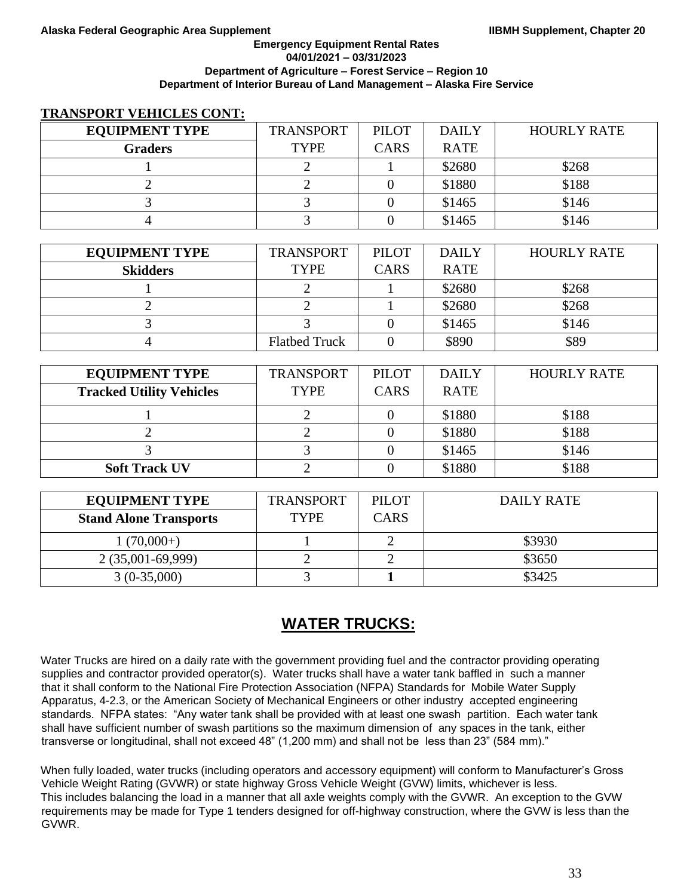## TRANSPORT VEHICLES CONT:

| EQUIPMENT TYPE<br>Graders | TRANSPORT TYPE | PILOT CARS | DAILY RATE | HOURLY RATE |
|---|---|---|---|---|
| 1 | 2 | 1 | $2680 | $268 |
| 2 | 2 | 0 | $1880 | $188 |
| 3 | 3 | 0 | $1465 | $146 |
| 4 | 3 | 0 | $1465 | $146 |

| EQUIPMENT TYPE<br>Skidders | TRANSPORT TYPE | PILOT CARS | DAILY RATE | HOURLY RATE |
|---|---|---|---|---|
| 1 | 2 | 1 | $2680 | $268 |
| 2 | 2 | 1 | $2680 | $268 |
| 3 | 3 | 0 | $1465 | $146 |
| 4 | Flatbed Truck | 0 | $890 | $89 |

| EQUIPMENT TYPE<br>Tracked Utility Vehicles | TRANSPORT TYPE | PILOT CARS | DAILY RATE | HOURLY RATE |
|---|---|---|---|---|
| 1 | 2 | 0 | $1880 | $188 |
| 2 | 2 | 0 | $1880 | $188 |
| 3 | 3 | 0 | $1465 | $146 |
| **Soft Track UV** | 2 | 0 | $1880 | $188 |

| EQUIPMENT TYPE<br>Stand Alone Transports | TRANSPORT TYPE | PILOT CARS | DAILY RATE |
|---|---|---|---|
| 1 (70,000+) | 1 | 2 | $3930 |
| 2 (35,001-69,999) | 2 | 2 | $3650 |
| 3 (0-35,000) | 3 | **1** | $3425 |

## WATER TRUCKS:

Water Trucks are hired on a daily rate with the government providing fuel and the contractor providing operating supplies and contractor provided operator(s). Water trucks shall have a water tank baffled in such a manner that it shall conform to the National Fire Protection Association (NFPA) Standards for Mobile Water Supply Apparatus, 4-2.3, or the American Society of Mechanical Engineers or other industry accepted engineering standards. NFPA states: "Any water tank shall be provided with at least one swash partition. Each water tank shall have sufficient number of swash partitions so the maximum dimension of any spaces in the tank, either transverse or longitudinal, shall not exceed 48" (1,200 mm) and shall not be less than 23" (584 mm)."

When fully loaded, water trucks (including operators and accessory equipment) will conform to Manufacturer's Gross Vehicle Weight Rating (GVWR) or state highway Gross Vehicle Weight (GVW) limits, whichever is less. This includes balancing the load in a manner that all axle weights comply with the GVWR. An exception to the GVW requirements may be made for Type 1 tenders designed for off-highway construction, where the GVW is less than the GVWR.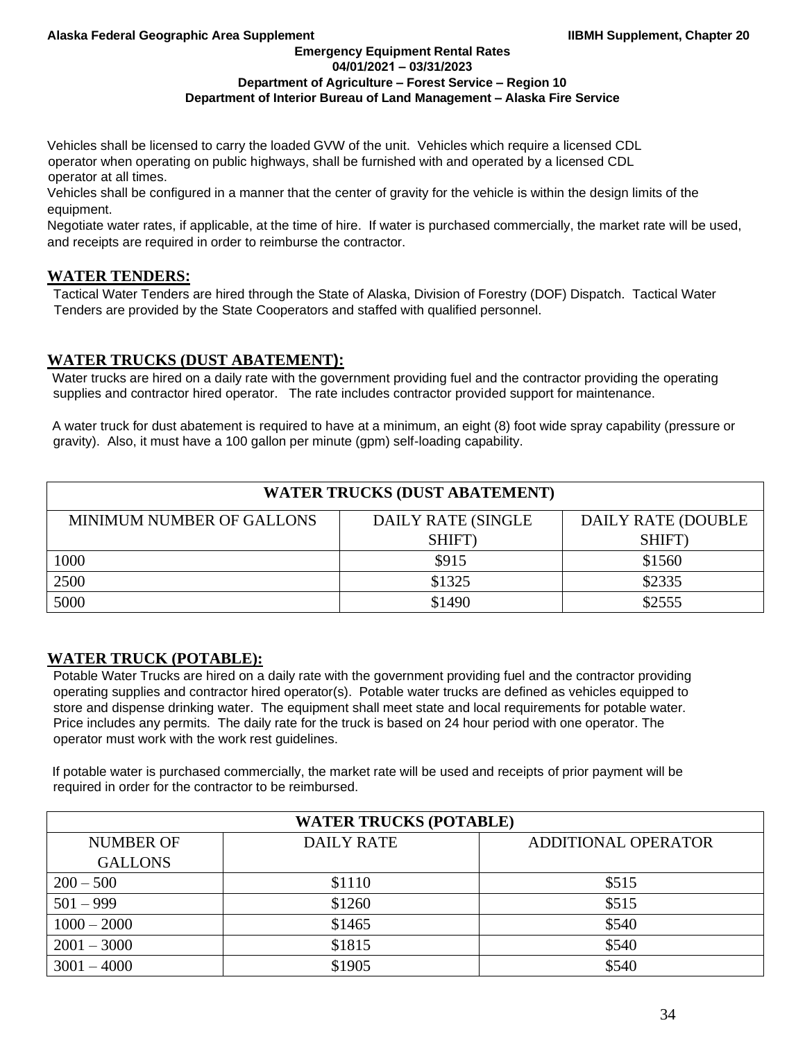Vehicles shall be licensed to carry the loaded GVW of the unit. Vehicles which require a licensed CDL operator when operating on public highways, shall be furnished with and operated by a licensed CDL operator at all times.

Vehicles shall be configured in a manner that the center of gravity for the vehicle is within the design limits of the equipment.

Negotiate water rates, if applicable, at the time of hire. If water is purchased commercially, the market rate will be used, and receipts are required in order to reimburse the contractor.

## WATER TENDERS:

Tactical Water Tenders are hired through the State of Alaska, Division of Forestry (DOF) Dispatch. Tactical Water Tenders are provided by the State Cooperators and staffed with qualified personnel.

## WATER TRUCKS (DUST ABATEMENT):

Water trucks are hired on a daily rate with the government providing fuel and the contractor providing the operating supplies and contractor hired operator. The rate includes contractor provided support for maintenance.

A water truck for dust abatement is required to have at a minimum, an eight (8) foot wide spray capability (pressure or gravity). Also, it must have a 100 gallon per minute (gpm) self-loading capability.

| WATER TRUCKS (DUST ABATEMENT) | | |
|---|---|---|
| MINIMUM NUMBER OF GALLONS | DAILY RATE (SINGLE SHIFT) | DAILY RATE (DOUBLE SHIFT) |
| 1000 | $915 | $1560 |
| 2500 | $1325 | $2335 |
| 5000 | $1490 | $2555 |

## WATER TRUCK (POTABLE):

Potable Water Trucks are hired on a daily rate with the government providing fuel and the contractor providing operating supplies and contractor hired operator(s). Potable water trucks are defined as vehicles equipped to store and dispense drinking water. The equipment shall meet state and local requirements for potable water. Price includes any permits. The daily rate for the truck is based on 24 hour period with one operator. The operator must work with the work rest guidelines.

If potable water is purchased commercially, the market rate will be used and receipts of prior payment will be required in order for the contractor to be reimbursed.

| WATER TRUCKS (POTABLE) | | |
|---|---|---|
| NUMBER OF GALLONS | DAILY RATE | ADDITIONAL OPERATOR |
| 200 – 500 | $1110 | $515 |
| 501 – 999 | $1260 | $515 |
| 1000 – 2000 | $1465 | $540 |
| 2001 – 3000 | $1815 | $540 |
| 3001 – 4000 | $1905 | $540 |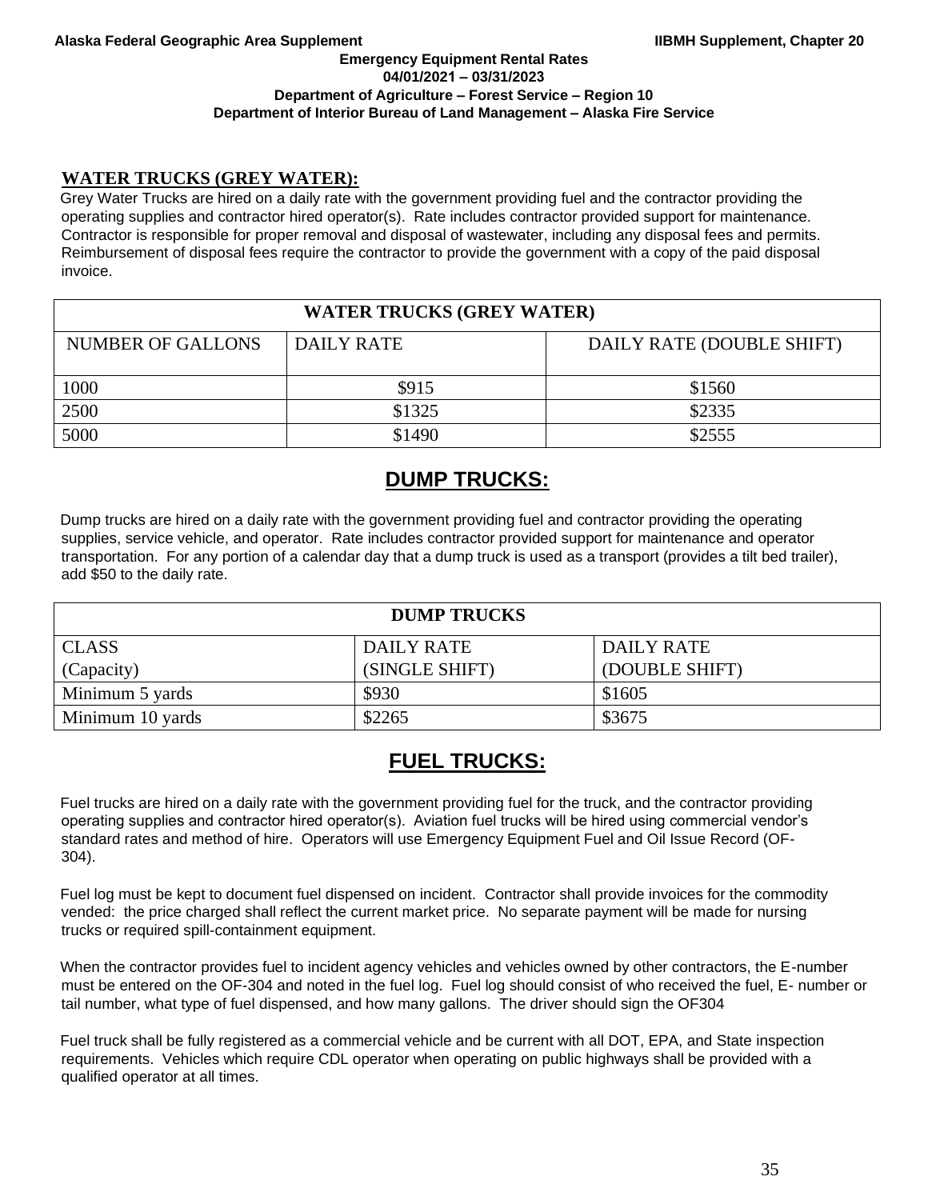## WATER TRUCKS (GREY WATER):

Grey Water Trucks are hired on a daily rate with the government providing fuel and the contractor providing the operating supplies and contractor hired operator(s). Rate includes contractor provided support for maintenance. Contractor is responsible for proper removal and disposal of wastewater, including any disposal fees and permits. Reimbursement of disposal fees require the contractor to provide the government with a copy of the paid disposal invoice.

| WATER TRUCKS (GREY WATER) | | |
|---|---|---|
| NUMBER OF GALLONS | DAILY RATE | DAILY RATE (DOUBLE SHIFT) |
| 1000 | $915 | $1560 |
| 2500 | $1325 | $2335 |
| 5000 | $1490 | $2555 |

## DUMP TRUCKS:

Dump trucks are hired on a daily rate with the government providing fuel and contractor providing the operating supplies, service vehicle, and operator. Rate includes contractor provided support for maintenance and operator transportation. For any portion of a calendar day that a dump truck is used as a transport (provides a tilt bed trailer), add $50 to the daily rate.

| DUMP TRUCKS | | |
|---|---|---|
| CLASS (Capacity) | DAILY RATE (SINGLE SHIFT) | DAILY RATE (DOUBLE SHIFT) |
| Minimum 5 yards | $930 | $1605 |
| Minimum 10 yards | $2265 | $3675 |

## FUEL TRUCKS:

Fuel trucks are hired on a daily rate with the government providing fuel for the truck, and the contractor providing operating supplies and contractor hired operator(s). Aviation fuel trucks will be hired using commercial vendor's standard rates and method of hire. Operators will use Emergency Equipment Fuel and Oil Issue Record (OF-304).

Fuel log must be kept to document fuel dispensed on incident. Contractor shall provide invoices for the commodity vended: the price charged shall reflect the current market price. No separate payment will be made for nursing trucks or required spill-containment equipment.

When the contractor provides fuel to incident agency vehicles and vehicles owned by other contractors, the E-number must be entered on the OF-304 and noted in the fuel log. Fuel log should consist of who received the fuel, E- number or tail number, what type of fuel dispensed, and how many gallons. The driver should sign the OF304

Fuel truck shall be fully registered as a commercial vehicle and be current with all DOT, EPA, and State inspection requirements. Vehicles which require CDL operator when operating on public highways shall be provided with a qualified operator at all times.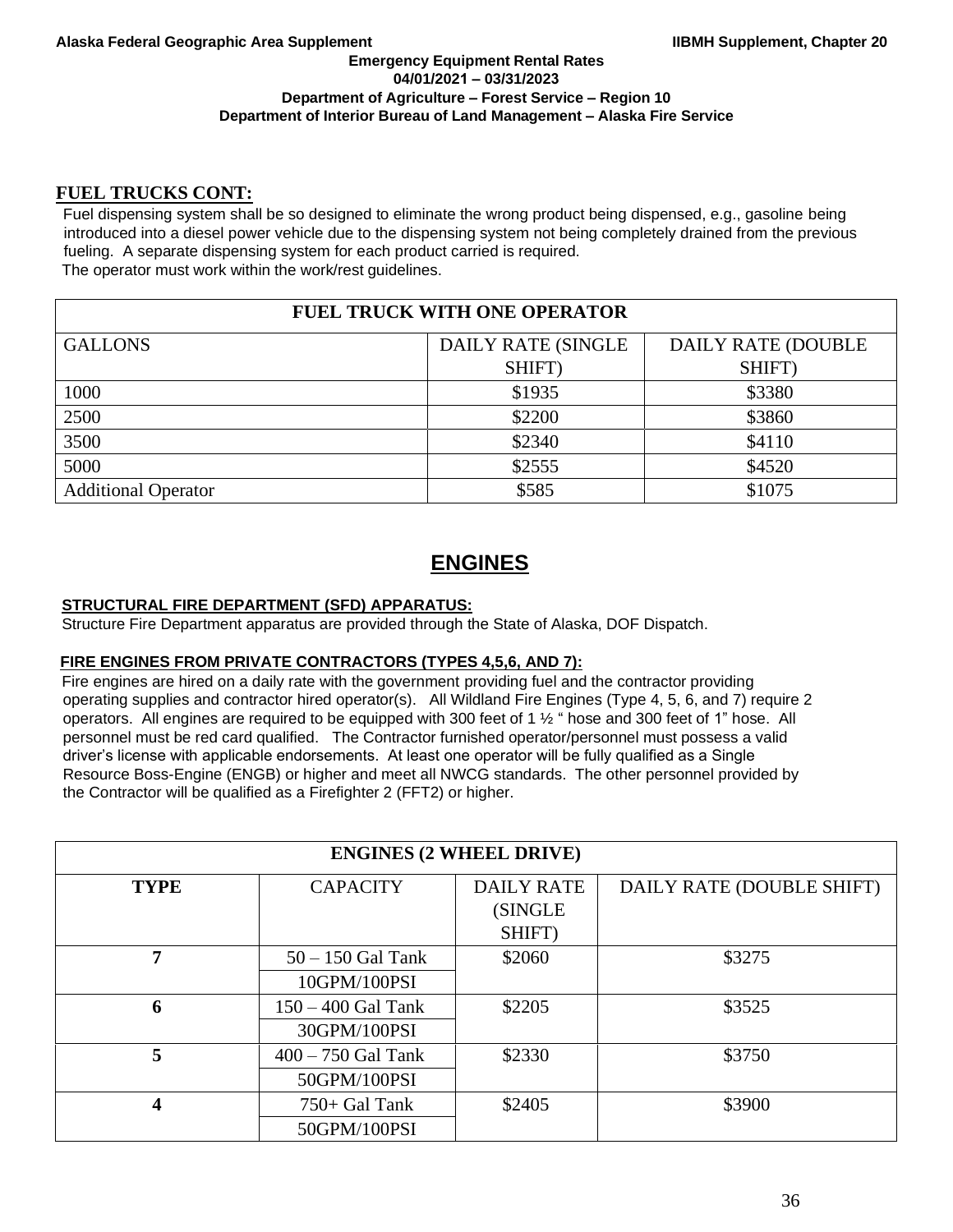## FUEL TRUCKS CONT:

Fuel dispensing system shall be so designed to eliminate the wrong product being dispensed, e.g., gasoline being introduced into a diesel power vehicle due to the dispensing system not being completely drained from the previous fueling. A separate dispensing system for each product carried is required.
The operator must work within the work/rest guidelines.

| FUEL TRUCK WITH ONE OPERATOR | | |
|---|---|---|
| GALLONS | DAILY RATE (SINGLE SHIFT) | DAILY RATE (DOUBLE SHIFT) |
| 1000 | \$1935 | \$3380 |
| 2500 | \$2200 | \$3860 |
| 3500 | \$2340 | \$4110 |
| 5000 | \$2555 | \$4520 |
| Additional Operator | \$585 | \$1075 |

# ENGINES

### STRUCTURAL FIRE DEPARTMENT (SFD) APPARATUS:

Structure Fire Department apparatus are provided through the State of Alaska, DOF Dispatch.

### FIRE ENGINES FROM PRIVATE CONTRACTORS (TYPES 4,5,6, AND 7):

Fire engines are hired on a daily rate with the government providing fuel and the contractor providing operating supplies and contractor hired operator(s). All Wildland Fire Engines (Type 4, 5, 6, and 7) require 2 operators. All engines are required to be equipped with 300 feet of 1 ½ " hose and 300 feet of 1" hose. All personnel must be red card qualified. The Contractor furnished operator/personnel must possess a valid driver's license with applicable endorsements. At least one operator will be fully qualified as a Single Resource Boss-Engine (ENGB) or higher and meet all NWCG standards. The other personnel provided by the Contractor will be qualified as a Firefighter 2 (FFT2) or higher.

| ENGINES (2 WHEEL DRIVE) | | | |
|---|---|---|---|
| TYPE | CAPACITY | DAILY RATE (SINGLE SHIFT) | DAILY RATE (DOUBLE SHIFT) |
| 7 | 50 – 150 Gal Tank<br>10GPM/100PSI | \$2060 | \$3275 |
| 6 | 150 – 400 Gal Tank<br>30GPM/100PSI | \$2205 | \$3525 |
| 5 | 400 – 750 Gal Tank<br>50GPM/100PSI | \$2330 | \$3750 |
| 4 | 750+ Gal Tank<br>50GPM/100PSI | \$2405 | \$3900 |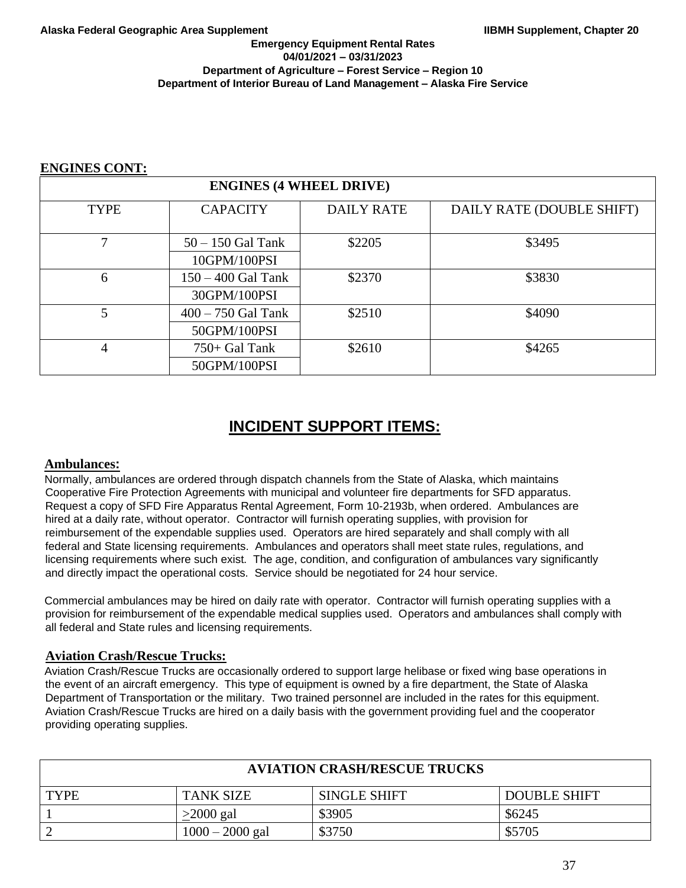**ENGINES CONT:**

| ENGINES (4 WHEEL DRIVE) | | | |
|---|---|---|---|
| TYPE | CAPACITY | DAILY RATE | DAILY RATE (DOUBLE SHIFT) |
| 7 | 50 – 150 Gal Tank<br>10GPM/100PSI | $2205 | $3495 |
| 6 | 150 – 400 Gal Tank<br>30GPM/100PSI | $2370 | $3830 |
| 5 | 400 – 750 Gal Tank<br>50GPM/100PSI | $2510 | $4090 |
| 4 | 750+ Gal Tank<br>50GPM/100PSI | $2610 | $4265 |

# INCIDENT SUPPORT ITEMS:

**Ambulances:**

Normally, ambulances are ordered through dispatch channels from the State of Alaska, which maintains Cooperative Fire Protection Agreements with municipal and volunteer fire departments for SFD apparatus. Request a copy of SFD Fire Apparatus Rental Agreement, Form 10-2193b, when ordered. Ambulances are hired at a daily rate, without operator. Contractor will furnish operating supplies, with provision for reimbursement of the expendable supplies used. Operators are hired separately and shall comply with all federal and State licensing requirements. Ambulances and operators shall meet state rules, regulations, and licensing requirements where such exist. The age, condition, and configuration of ambulances vary significantly and directly impact the operational costs. Service should be negotiated for 24 hour service.

Commercial ambulances may be hired on daily rate with operator. Contractor will furnish operating supplies with a provision for reimbursement of the expendable medical supplies used. Operators and ambulances shall comply with all federal and State rules and licensing requirements.

**Aviation Crash/Rescue Trucks:**

Aviation Crash/Rescue Trucks are occasionally ordered to support large helibase or fixed wing base operations in the event of an aircraft emergency. This type of equipment is owned by a fire department, the State of Alaska Department of Transportation or the military. Two trained personnel are included in the rates for this equipment. Aviation Crash/Rescue Trucks are hired on a daily basis with the government providing fuel and the cooperator providing operating supplies.

| AVIATION CRASH/RESCUE TRUCKS | | | |
|---|---|---|---|
| TYPE | TANK SIZE | SINGLE SHIFT | DOUBLE SHIFT |
| 1 | $\geq$2000 gal | $3905 | $6245 |
| 2 | 1000 – 2000 gal | $3750 | $5705 |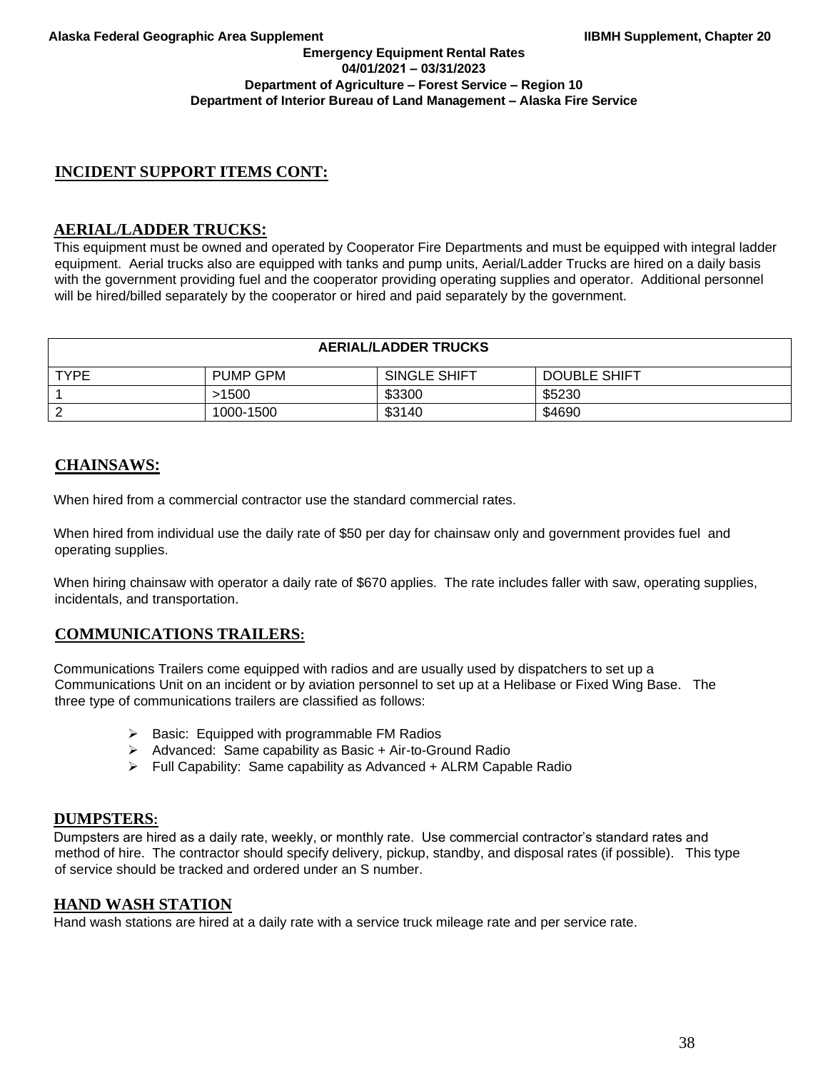## INCIDENT SUPPORT ITEMS CONT:

### AERIAL/LADDER TRUCKS:

This equipment must be owned and operated by Cooperator Fire Departments and must be equipped with integral ladder equipment. Aerial trucks also are equipped with tanks and pump units, Aerial/Ladder Trucks are hired on a daily basis with the government providing fuel and the cooperator providing operating supplies and operator. Additional personnel will be hired/billed separately by the cooperator or hired and paid separately by the government.

| AERIAL/LADDER TRUCKS | | | |
|---|---|---|---|
| TYPE | PUMP GPM | SINGLE SHIFT | DOUBLE SHIFT |
| 1 | >1500 | $3300 | $5230 |
| 2 | 1000-1500 | $3140 | $4690 |

### CHAINSAWS:

When hired from a commercial contractor use the standard commercial rates.

When hired from individual use the daily rate of $50 per day for chainsaw only and government provides fuel and operating supplies.

When hiring chainsaw with operator a daily rate of $670 applies. The rate includes faller with saw, operating supplies, incidentals, and transportation.

### COMMUNICATIONS TRAILERS:

Communications Trailers come equipped with radios and are usually used by dispatchers to set up a Communications Unit on an incident or by aviation personnel to set up at a Helibase or Fixed Wing Base. The three type of communications trailers are classified as follows:

- Basic: Equipped with programmable FM Radios
- Advanced: Same capability as Basic + Air-to-Ground Radio
- Full Capability: Same capability as Advanced + ALRM Capable Radio

### DUMPSTERS:

Dumpsters are hired as a daily rate, weekly, or monthly rate. Use commercial contractor's standard rates and method of hire. The contractor should specify delivery, pickup, standby, and disposal rates (if possible). This type of service should be tracked and ordered under an S number.

### HAND WASH STATION

Hand wash stations are hired at a daily rate with a service truck mileage rate and per service rate.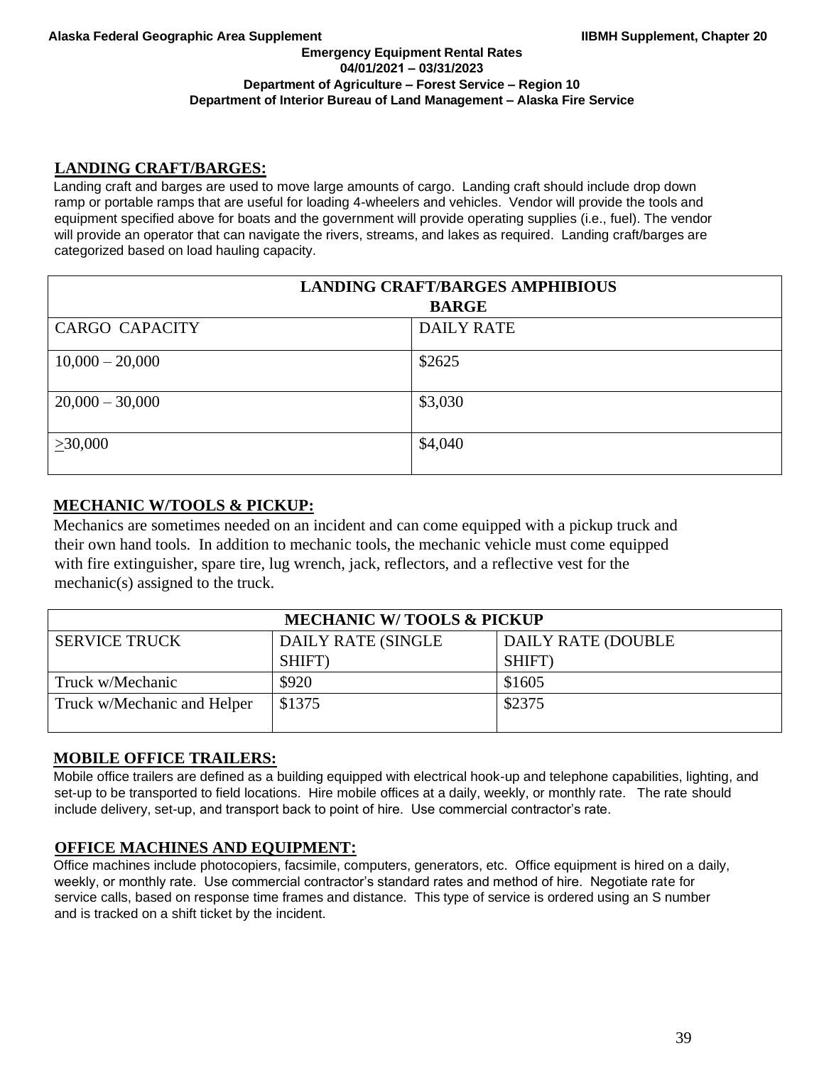## LANDING CRAFT/BARGES:

Landing craft and barges are used to move large amounts of cargo. Landing craft should include drop down ramp or portable ramps that are useful for loading 4-wheelers and vehicles. Vendor will provide the tools and equipment specified above for boats and the government will provide operating supplies (i.e., fuel). The vendor will provide an operator that can navigate the rivers, streams, and lakes as required. Landing craft/barges are categorized based on load hauling capacity.

| LANDING CRAFT/BARGES AMPHIBIOUS BARGE | |
|---|---|
| CARGO CAPACITY | DAILY RATE |
| 10,000 – 20,000 | $2625 |
| 20,000 – 30,000 | $3,030 |
| ≥30,000 | $4,040 |

## MECHANIC W/TOOLS & PICKUP:

Mechanics are sometimes needed on an incident and can come equipped with a pickup truck and their own hand tools. In addition to mechanic tools, the mechanic vehicle must come equipped with fire extinguisher, spare tire, lug wrench, jack, reflectors, and a reflective vest for the mechanic(s) assigned to the truck.

| MECHANIC W/ TOOLS & PICKUP | | |
|---|---|---|
| SERVICE TRUCK | DAILY RATE (SINGLE SHIFT) | DAILY RATE (DOUBLE SHIFT) |
| Truck w/Mechanic | $920 | $1605 |
| Truck w/Mechanic and Helper | $1375 | $2375 |

## MOBILE OFFICE TRAILERS:

Mobile office trailers are defined as a building equipped with electrical hook-up and telephone capabilities, lighting, and set-up to be transported to field locations. Hire mobile offices at a daily, weekly, or monthly rate. The rate should include delivery, set-up, and transport back to point of hire. Use commercial contractor's rate.

## OFFICE MACHINES AND EQUIPMENT:

Office machines include photocopiers, facsimile, computers, generators, etc. Office equipment is hired on a daily, weekly, or monthly rate. Use commercial contractor's standard rates and method of hire. Negotiate rate for service calls, based on response time frames and distance. This type of service is ordered using an S number and is tracked on a shift ticket by the incident.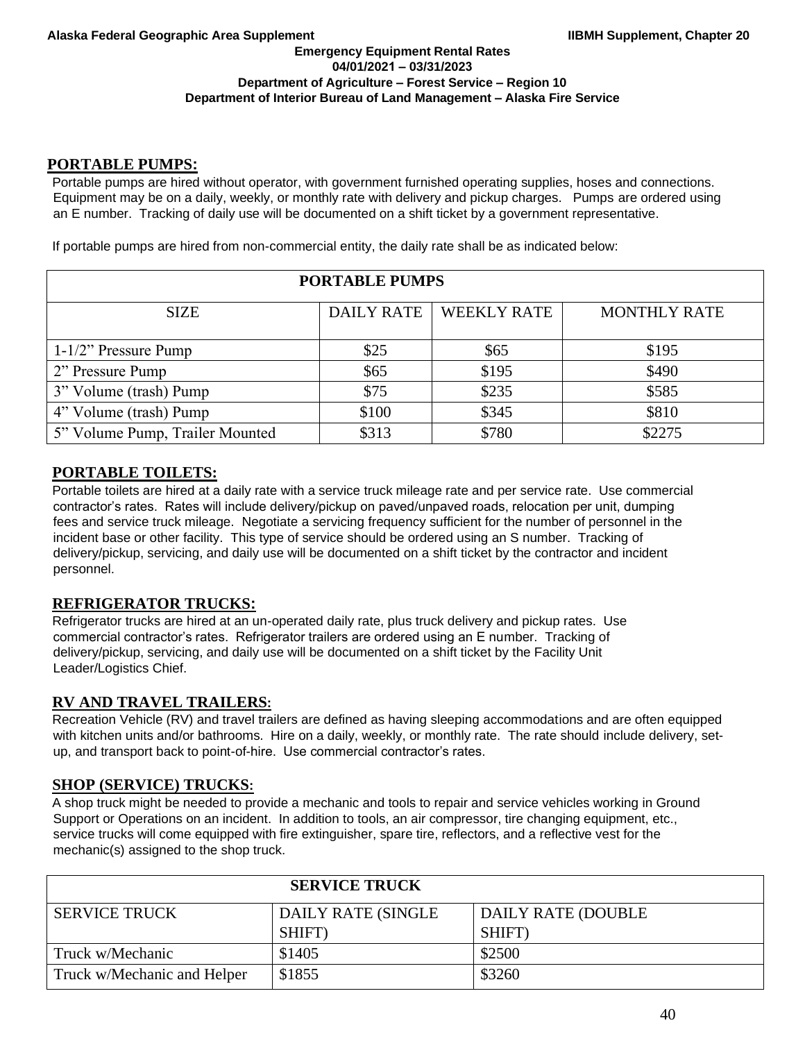## PORTABLE PUMPS:

Portable pumps are hired without operator, with government furnished operating supplies, hoses and connections. Equipment may be on a daily, weekly, or monthly rate with delivery and pickup charges. Pumps are ordered using an E number. Tracking of daily use will be documented on a shift ticket by a government representative.

If portable pumps are hired from non-commercial entity, the daily rate shall be as indicated below:

| PORTABLE PUMPS | | | |
|---|---|---|---|
| SIZE | DAILY RATE | WEEKLY RATE | MONTHLY RATE |
| 1-1/2" Pressure Pump | $25 | $65 | $195 |
| 2" Pressure Pump | $65 | $195 | $490 |
| 3" Volume (trash) Pump | $75 | $235 | $585 |
| 4" Volume (trash) Pump | $100 | $345 | $810 |
| 5" Volume Pump, Trailer Mounted | $313 | $780 | $2275 |

## PORTABLE TOILETS:

Portable toilets are hired at a daily rate with a service truck mileage rate and per service rate. Use commercial contractor's rates. Rates will include delivery/pickup on paved/unpaved roads, relocation per unit, dumping fees and service truck mileage. Negotiate a servicing frequency sufficient for the number of personnel in the incident base or other facility. This type of service should be ordered using an S number. Tracking of delivery/pickup, servicing, and daily use will be documented on a shift ticket by the contractor and incident personnel.

## REFRIGERATOR TRUCKS:

Refrigerator trucks are hired at an un-operated daily rate, plus truck delivery and pickup rates. Use commercial contractor's rates. Refrigerator trailers are ordered using an E number. Tracking of delivery/pickup, servicing, and daily use will be documented on a shift ticket by the Facility Unit Leader/Logistics Chief.

## RV AND TRAVEL TRAILERS:

Recreation Vehicle (RV) and travel trailers are defined as having sleeping accommodations and are often equipped with kitchen units and/or bathrooms. Hire on a daily, weekly, or monthly rate. The rate should include delivery, set-up, and transport back to point-of-hire. Use commercial contractor's rates.

## SHOP (SERVICE) TRUCKS:

A shop truck might be needed to provide a mechanic and tools to repair and service vehicles working in Ground Support or Operations on an incident. In addition to tools, an air compressor, tire changing equipment, etc., service trucks will come equipped with fire extinguisher, spare tire, reflectors, and a reflective vest for the mechanic(s) assigned to the shop truck.

| SERVICE TRUCK | | |
|---|---|---|
| SERVICE TRUCK | DAILY RATE (SINGLE SHIFT) | DAILY RATE (DOUBLE SHIFT) |
| Truck w/Mechanic | $1405 | $2500 |
| Truck w/Mechanic and Helper | $1855 | $3260 |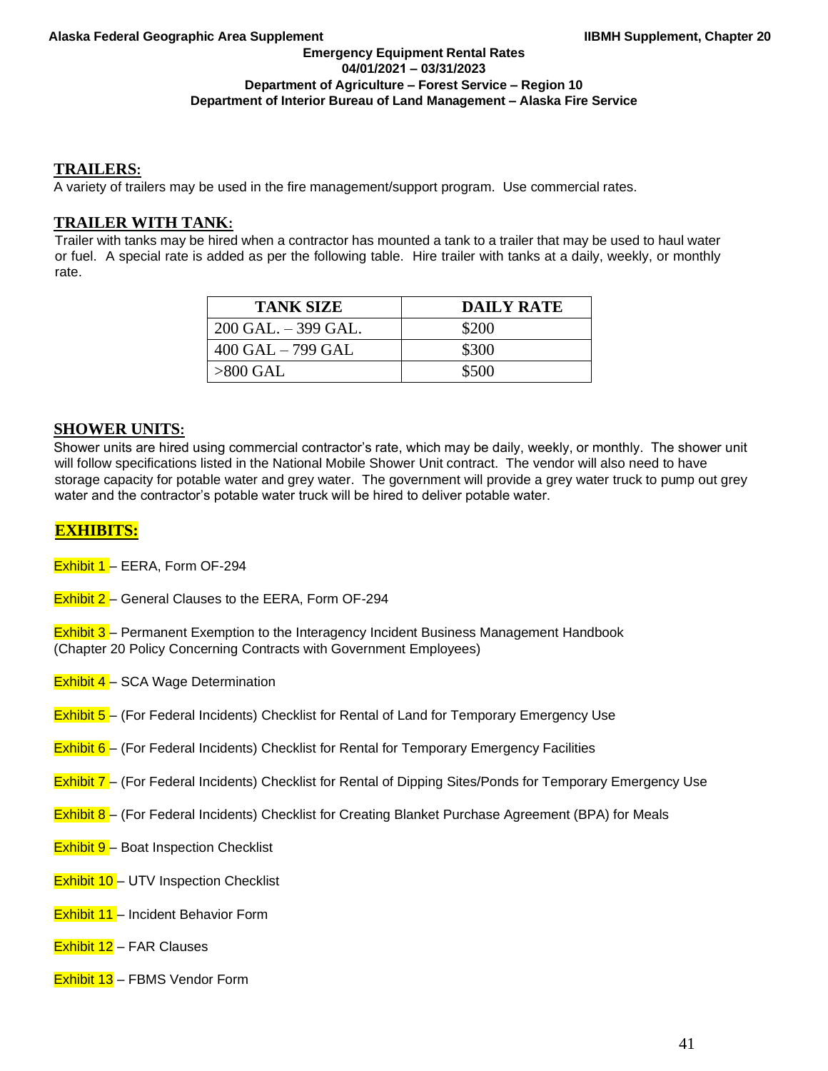## TRAILERS:

A variety of trailers may be used in the fire management/support program. Use commercial rates.

## TRAILER WITH TANK:

Trailer with tanks may be hired when a contractor has mounted a tank to a trailer that may be used to haul water or fuel. A special rate is added as per the following table. Hire trailer with tanks at a daily, weekly, or monthly rate.

| TANK SIZE | DAILY RATE |
|---|---|
| 200 GAL. – 399 GAL. | $200 |
| 400 GAL – 799 GAL | $300 |
| >800 GAL | $500 |

## SHOWER UNITS:

Shower units are hired using commercial contractor's rate, which may be daily, weekly, or monthly. The shower unit will follow specifications listed in the National Mobile Shower Unit contract. The vendor will also need to have storage capacity for potable water and grey water. The government will provide a grey water truck to pump out grey water and the contractor's potable water truck will be hired to deliver potable water.

## EXHIBITS:

Exhibit 1 – EERA, Form OF-294

Exhibit 2 – General Clauses to the EERA, Form OF-294

Exhibit 3 – Permanent Exemption to the Interagency Incident Business Management Handbook (Chapter 20 Policy Concerning Contracts with Government Employees)

Exhibit 4 – SCA Wage Determination

Exhibit 5 – (For Federal Incidents) Checklist for Rental of Land for Temporary Emergency Use

Exhibit 6 – (For Federal Incidents) Checklist for Rental for Temporary Emergency Facilities

Exhibit 7 – (For Federal Incidents) Checklist for Rental of Dipping Sites/Ponds for Temporary Emergency Use

Exhibit 8 – (For Federal Incidents) Checklist for Creating Blanket Purchase Agreement (BPA) for Meals

Exhibit 9 – Boat Inspection Checklist

Exhibit 10 – UTV Inspection Checklist

Exhibit 11 – Incident Behavior Form

Exhibit 12 – FAR Clauses

Exhibit 13 – FBMS Vendor Form